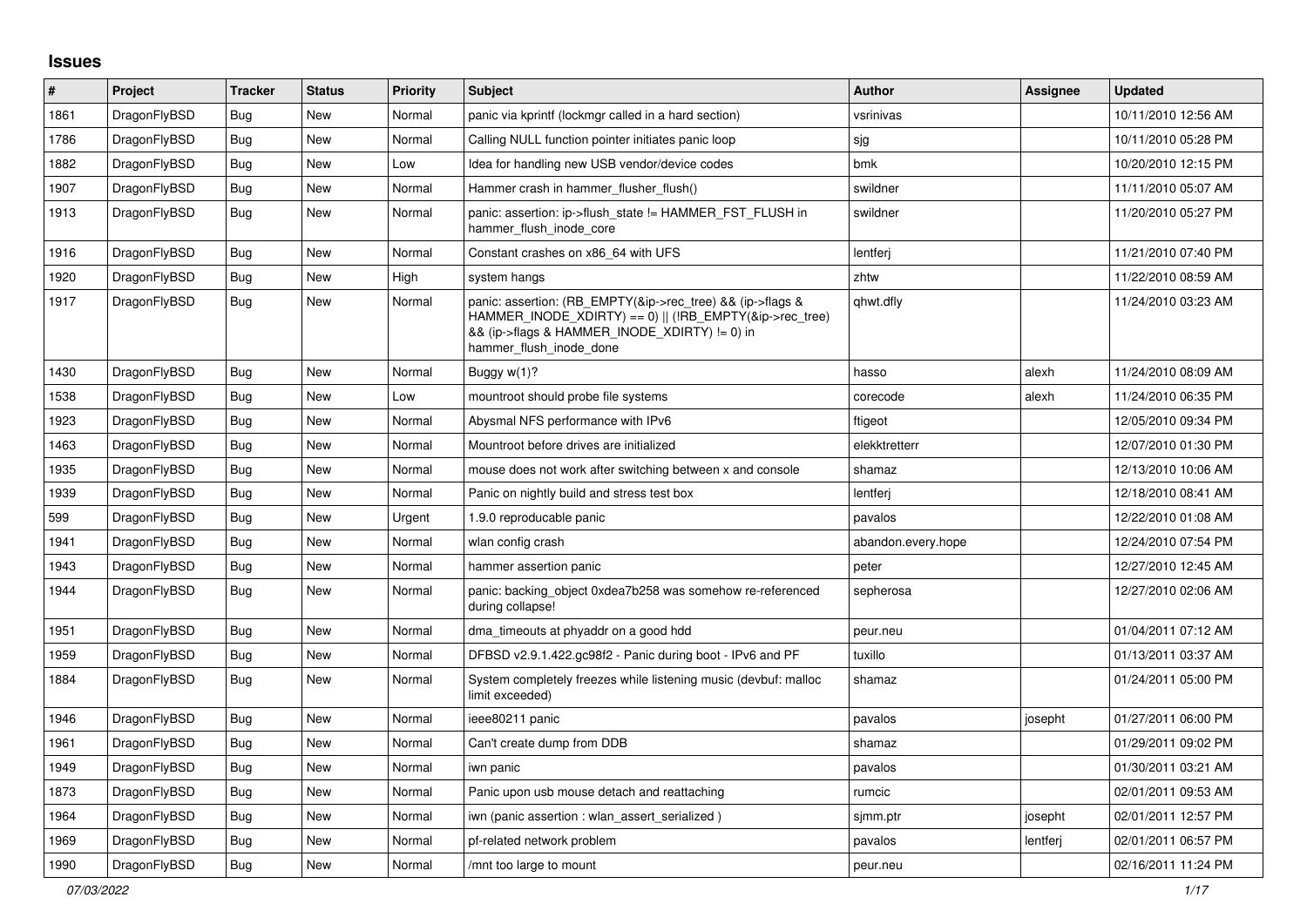# Issues

| # | Project | Tracker | Status | Priority | Subject | Author | Assignee | Updated |
|---|---|---|---|---|---|---|---|---|
| 1861 | DragonFlyBSD | Bug | New | Normal | panic via kprintf (lockmgr called in a hard section) | vsrinivas | | 10/11/2010 12:56 AM |
| 1786 | DragonFlyBSD | Bug | New | Normal | Calling NULL function pointer initiates panic loop | sjg | | 10/11/2010 05:28 PM |
| 1882 | DragonFlyBSD | Bug | New | Low | Idea for handling new USB vendor/device codes | bmk | | 10/20/2010 12:15 PM |
| 1907 | DragonFlyBSD | Bug | New | Normal | Hammer crash in hammer_flusher_flush() | swildner | | 11/11/2010 05:07 AM |
| 1913 | DragonFlyBSD | Bug | New | Normal | panic: assertion: ip->flush_state != HAMMER_FST_FLUSH in hammer_flush_inode_core | swildner | | 11/20/2010 05:27 PM |
| 1916 | DragonFlyBSD | Bug | New | Normal | Constant crashes on x86_64 with UFS | lentferj | | 11/21/2010 07:40 PM |
| 1920 | DragonFlyBSD | Bug | New | High | system hangs | zhtw | | 11/22/2010 08:59 AM |
| 1917 | DragonFlyBSD | Bug | New | Normal | panic: assertion: (RB_EMPTY(&ip->rec_tree) && (ip->flags & HAMMER_INODE_XDIRTY) == 0) \|\| (!RB_EMPTY(&ip->rec_tree) && (ip->flags & HAMMER_INODE_XDIRTY) != 0) in hammer_flush_inode_done | qhwt.dfly | | 11/24/2010 03:23 AM |
| 1430 | DragonFlyBSD | Bug | New | Normal | Buggy w(1)? | hasso | alexh | 11/24/2010 08:09 AM |
| 1538 | DragonFlyBSD | Bug | New | Low | mountroot should probe file systems | corecode | alexh | 11/24/2010 06:35 PM |
| 1923 | DragonFlyBSD | Bug | New | Normal | Abysmal NFS performance with IPv6 | ftigeot | | 12/05/2010 09:34 PM |
| 1463 | DragonFlyBSD | Bug | New | Normal | Mountroot before drives are initialized | elekktretterr | | 12/07/2010 01:30 PM |
| 1935 | DragonFlyBSD | Bug | New | Normal | mouse does not work after switching between x and console | shamaz | | 12/13/2010 10:06 AM |
| 1939 | DragonFlyBSD | Bug | New | Normal | Panic on nightly build and stress test box | lentferj | | 12/18/2010 08:41 AM |
| 599 | DragonFlyBSD | Bug | New | Urgent | 1.9.0 reproducable panic | pavalos | | 12/22/2010 01:08 AM |
| 1941 | DragonFlyBSD | Bug | New | Normal | wlan config crash | abandon.every.hope | | 12/24/2010 07:54 PM |
| 1943 | DragonFlyBSD | Bug | New | Normal | hammer assertion panic | peter | | 12/27/2010 12:45 AM |
| 1944 | DragonFlyBSD | Bug | New | Normal | panic: backing_object 0xdea7b258 was somehow re-referenced during collapse! | sepherosa | | 12/27/2010 02:06 AM |
| 1951 | DragonFlyBSD | Bug | New | Normal | dma_timeouts at phyaddr on a good hdd | peur.neu | | 01/04/2011 07:12 AM |
| 1959 | DragonFlyBSD | Bug | New | Normal | DFBSD v2.9.1.422.gc98f2 - Panic during boot - IPv6 and PF | tuxillo | | 01/13/2011 03:37 AM |
| 1884 | DragonFlyBSD | Bug | New | Normal | System completely freezes while listening music (devbuf: malloc limit exceeded) | shamaz | | 01/24/2011 05:00 PM |
| 1946 | DragonFlyBSD | Bug | New | Normal | ieee80211 panic | pavalos | josepht | 01/27/2011 06:00 PM |
| 1961 | DragonFlyBSD | Bug | New | Normal | Can't create dump from DDB | shamaz | | 01/29/2011 09:02 PM |
| 1949 | DragonFlyBSD | Bug | New | Normal | iwn panic | pavalos | | 01/30/2011 03:21 AM |
| 1873 | DragonFlyBSD | Bug | New | Normal | Panic upon usb mouse detach and reattaching | rumcic | | 02/01/2011 09:53 AM |
| 1964 | DragonFlyBSD | Bug | New | Normal | iwn (panic assertion : wlan_assert_serialized ) | sjmm.ptr | josepht | 02/01/2011 12:57 PM |
| 1969 | DragonFlyBSD | Bug | New | Normal | pf-related network problem | pavalos | lentferj | 02/01/2011 06:57 PM |
| 1990 | DragonFlyBSD | Bug | New | Normal | /mnt too large to mount | peur.neu | | 02/16/2011 11:24 PM |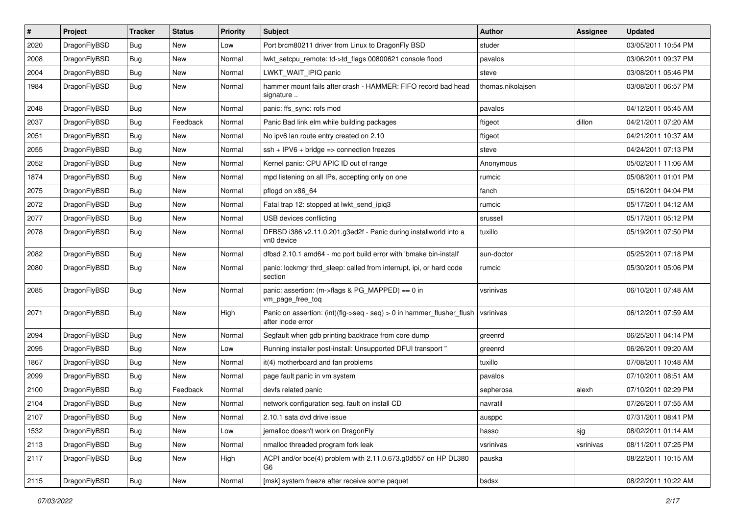| # | Project | Tracker | Status | Priority | Subject | Author | Assignee | Updated |
| --- | --- | --- | --- | --- | --- | --- | --- | --- |
| 2020 | DragonFlyBSD | Bug | New | Low | Port brcm80211 driver from Linux to DragonFly BSD | studer |  | 03/05/2011 10:54 PM |
| 2008 | DragonFlyBSD | Bug | New | Normal | lwkt_setcpu_remote: td->td_flags 00800621 console flood | pavalos |  | 03/06/2011 09:37 PM |
| 2004 | DragonFlyBSD | Bug | New | Normal | LWKT_WAIT_IPIQ panic | steve |  | 03/08/2011 05:46 PM |
| 1984 | DragonFlyBSD | Bug | New | Normal | hammer mount fails after crash - HAMMER: FIFO record bad head signature .. | thomas.nikolajsen |  | 03/08/2011 06:57 PM |
| 2048 | DragonFlyBSD | Bug | New | Normal | panic: ffs_sync: rofs mod | pavalos |  | 04/12/2011 05:45 AM |
| 2037 | DragonFlyBSD | Bug | Feedback | Normal | Panic Bad link elm while building packages | ftigeot | dillon | 04/21/2011 07:20 AM |
| 2051 | DragonFlyBSD | Bug | New | Normal | No ipv6 lan route entry created on 2.10 | ftigeot |  | 04/21/2011 10:37 AM |
| 2055 | DragonFlyBSD | Bug | New | Normal | ssh + IPV6 + bridge => connection freezes | steve |  | 04/24/2011 07:13 PM |
| 2052 | DragonFlyBSD | Bug | New | Normal | Kernel panic: CPU APIC ID out of range | Anonymous |  | 05/02/2011 11:06 AM |
| 1874 | DragonFlyBSD | Bug | New | Normal | mpd listening on all IPs, accepting only on one | rumcic |  | 05/08/2011 01:01 PM |
| 2075 | DragonFlyBSD | Bug | New | Normal | pflogd on x86_64 | fanch |  | 05/16/2011 04:04 PM |
| 2072 | DragonFlyBSD | Bug | New | Normal | Fatal trap 12: stopped at lwkt_send_ipiq3 | rumcic |  | 05/17/2011 04:12 AM |
| 2077 | DragonFlyBSD | Bug | New | Normal | USB devices conflicting | srussell |  | 05/17/2011 05:12 PM |
| 2078 | DragonFlyBSD | Bug | New | Normal | DFBSD i386 v2.11.0.201.g3ed2f - Panic during installworld into a vn0 device | tuxillo |  | 05/19/2011 07:50 PM |
| 2082 | DragonFlyBSD | Bug | New | Normal | dfbsd 2.10.1 amd64 - mc port build error with 'bmake bin-install' | sun-doctor |  | 05/25/2011 07:18 PM |
| 2080 | DragonFlyBSD | Bug | New | Normal | panic: lockmgr thrd_sleep: called from interrupt, ipi, or hard code section | rumcic |  | 05/30/2011 05:06 PM |
| 2085 | DragonFlyBSD | Bug | New | Normal | panic: assertion: (m->flags & PG_MAPPED) == 0 in vm_page_free_toq | vsrinivas |  | 06/10/2011 07:48 AM |
| 2071 | DragonFlyBSD | Bug | New | High | Panic on assertion: (int)(flg->seq - seq) > 0 in hammer_flusher_flush after inode error | vsrinivas |  | 06/12/2011 07:59 AM |
| 2094 | DragonFlyBSD | Bug | New | Normal | Segfault when gdb printing backtrace from core dump | greenrd |  | 06/25/2011 04:14 PM |
| 2095 | DragonFlyBSD | Bug | New | Low | Running installer post-install: Unsupported DFUI transport " | greenrd |  | 06/26/2011 09:20 AM |
| 1867 | DragonFlyBSD | Bug | New | Normal | it(4) motherboard and fan problems | tuxillo |  | 07/08/2011 10:48 AM |
| 2099 | DragonFlyBSD | Bug | New | Normal | page fault panic in vm system | pavalos |  | 07/10/2011 08:51 AM |
| 2100 | DragonFlyBSD | Bug | Feedback | Normal | devfs related panic | sepherosa | alexh | 07/10/2011 02:29 PM |
| 2104 | DragonFlyBSD | Bug | New | Normal | network configuration seg. fault on install CD | navratil |  | 07/26/2011 07:55 AM |
| 2107 | DragonFlyBSD | Bug | New | Normal | 2.10.1 sata dvd drive issue | ausppc |  | 07/31/2011 08:41 PM |
| 1532 | DragonFlyBSD | Bug | New | Low | jemalloc doesn't work on DragonFly | hasso | sjg | 08/02/2011 01:14 AM |
| 2113 | DragonFlyBSD | Bug | New | Normal | nmalloc threaded program fork leak | vsrinivas | vsrinivas | 08/11/2011 07:25 PM |
| 2117 | DragonFlyBSD | Bug | New | High | ACPI and/or bce(4) problem with 2.11.0.673.g0d557 on HP DL380 G6 | pauska |  | 08/22/2011 10:15 AM |
| 2115 | DragonFlyBSD | Bug | New | Normal | [msk] system freeze after receive some paquet | bsdsx |  | 08/22/2011 10:22 AM |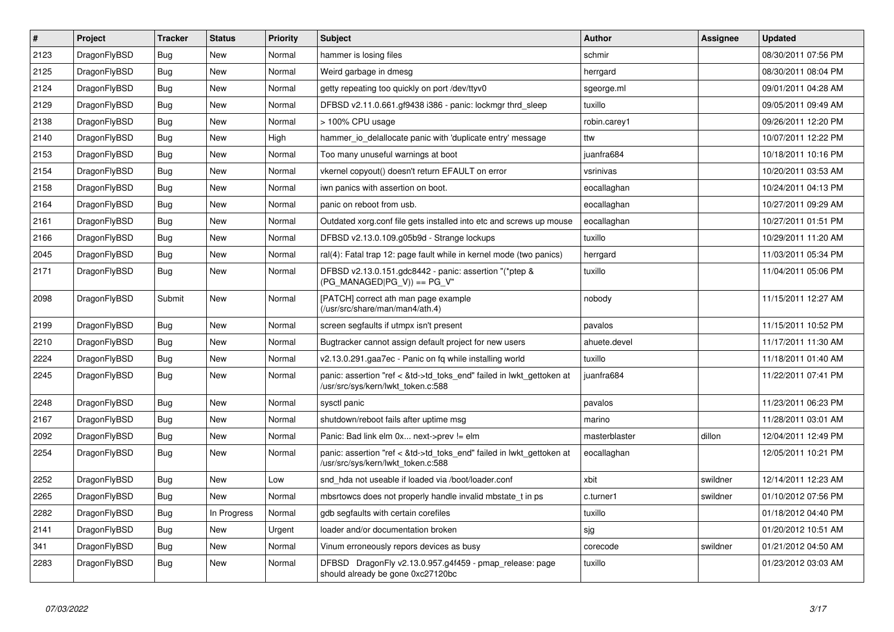| # | Project | Tracker | Status | Priority | Subject | Author | Assignee | Updated |
|---|---|---|---|---|---|---|---|---|
| 2123 | DragonFlyBSD | Bug | New | Normal | hammer is losing files | schmir | | 08/30/2011 07:56 PM |
| 2125 | DragonFlyBSD | Bug | New | Normal | Weird garbage in dmesg | herrgard | | 08/30/2011 08:04 PM |
| 2124 | DragonFlyBSD | Bug | New | Normal | getty repeating too quickly on port /dev/ttyv0 | sgeorge.ml | | 09/01/2011 04:28 AM |
| 2129 | DragonFlyBSD | Bug | New | Normal | DFBSD v2.11.0.661.gf9438 i386 - panic: lockmgr thrd_sleep | tuxillo | | 09/05/2011 09:49 AM |
| 2138 | DragonFlyBSD | Bug | New | Normal | > 100% CPU usage | robin.carey1 | | 09/26/2011 12:20 PM |
| 2140 | DragonFlyBSD | Bug | New | High | hammer_io_delallocate panic with 'duplicate entry' message | ttw | | 10/07/2011 12:22 PM |
| 2153 | DragonFlyBSD | Bug | New | Normal | Too many unuseful warnings at boot | juanfra684 | | 10/18/2011 10:16 PM |
| 2154 | DragonFlyBSD | Bug | New | Normal | vkernel copyout() doesn't return EFAULT on error | vsrinivas | | 10/20/2011 03:53 AM |
| 2158 | DragonFlyBSD | Bug | New | Normal | iwn panics with assertion on boot. | eocallaghan | | 10/24/2011 04:13 PM |
| 2164 | DragonFlyBSD | Bug | New | Normal | panic on reboot from usb. | eocallaghan | | 10/27/2011 09:29 AM |
| 2161 | DragonFlyBSD | Bug | New | Normal | Outdated xorg.conf file gets installed into etc and screws up mouse | eocallaghan | | 10/27/2011 01:51 PM |
| 2166 | DragonFlyBSD | Bug | New | Normal | DFBSD v2.13.0.109.g05b9d - Strange lockups | tuxillo | | 10/29/2011 11:20 AM |
| 2045 | DragonFlyBSD | Bug | New | Normal | ral(4): Fatal trap 12: page fault while in kernel mode (two panics) | herrgard | | 11/03/2011 05:34 PM |
| 2171 | DragonFlyBSD | Bug | New | Normal | DFBSD v2.13.0.151.gdc8442 - panic: assertion "(*ptep & (PG_MANAGED\|PG_V)) == PG_V" | tuxillo | | 11/04/2011 05:06 PM |
| 2098 | DragonFlyBSD | Submit | New | Normal | [PATCH] correct ath man page example (/usr/src/share/man/man4/ath.4) | nobody | | 11/15/2011 12:27 AM |
| 2199 | DragonFlyBSD | Bug | New | Normal | screen segfaults if utmpx isn't present | pavalos | | 11/15/2011 10:52 PM |
| 2210 | DragonFlyBSD | Bug | New | Normal | Bugtracker cannot assign default project for new users | ahuete.devel | | 11/17/2011 11:30 AM |
| 2224 | DragonFlyBSD | Bug | New | Normal | v2.13.0.291.gaa7ec - Panic on fq while installing world | tuxillo | | 11/18/2011 01:40 AM |
| 2245 | DragonFlyBSD | Bug | New | Normal | panic: assertion "ref < &td->td_toks_end" failed in lwkt_gettoken at /usr/src/sys/kern/lwkt_token.c:588 | juanfra684 | | 11/22/2011 07:41 PM |
| 2248 | DragonFlyBSD | Bug | New | Normal | sysctl panic | pavalos | | 11/23/2011 06:23 PM |
| 2167 | DragonFlyBSD | Bug | New | Normal | shutdown/reboot fails after uptime msg | marino | | 11/28/2011 03:01 AM |
| 2092 | DragonFlyBSD | Bug | New | Normal | Panic: Bad link elm 0x... next->prev != elm | masterblaster | dillon | 12/04/2011 12:49 PM |
| 2254 | DragonFlyBSD | Bug | New | Normal | panic: assertion "ref < &td->td_toks_end" failed in lwkt_gettoken at /usr/src/sys/kern/lwkt_token.c:588 | eocallaghan | | 12/05/2011 10:21 PM |
| 2252 | DragonFlyBSD | Bug | New | Low | snd_hda not useable if loaded via /boot/loader.conf | xbit | swildner | 12/14/2011 12:23 AM |
| 2265 | DragonFlyBSD | Bug | New | Normal | mbsrtowcs does not properly handle invalid mbstate_t in ps | c.turner1 | swildner | 01/10/2012 07:56 PM |
| 2282 | DragonFlyBSD | Bug | In Progress | Normal | gdb segfaults with certain corefiles | tuxillo | | 01/18/2012 04:40 PM |
| 2141 | DragonFlyBSD | Bug | New | Urgent | loader and/or documentation broken | sjg | | 01/20/2012 10:51 AM |
| 341 | DragonFlyBSD | Bug | New | Normal | Vinum erroneously repors devices as busy | corecode | swildner | 01/21/2012 04:50 AM |
| 2283 | DragonFlyBSD | Bug | New | Normal | DFBSD DragonFly v2.13.0.957.g4f459 - pmap_release: page should already be gone 0xc27120bc | tuxillo | | 01/23/2012 03:03 AM |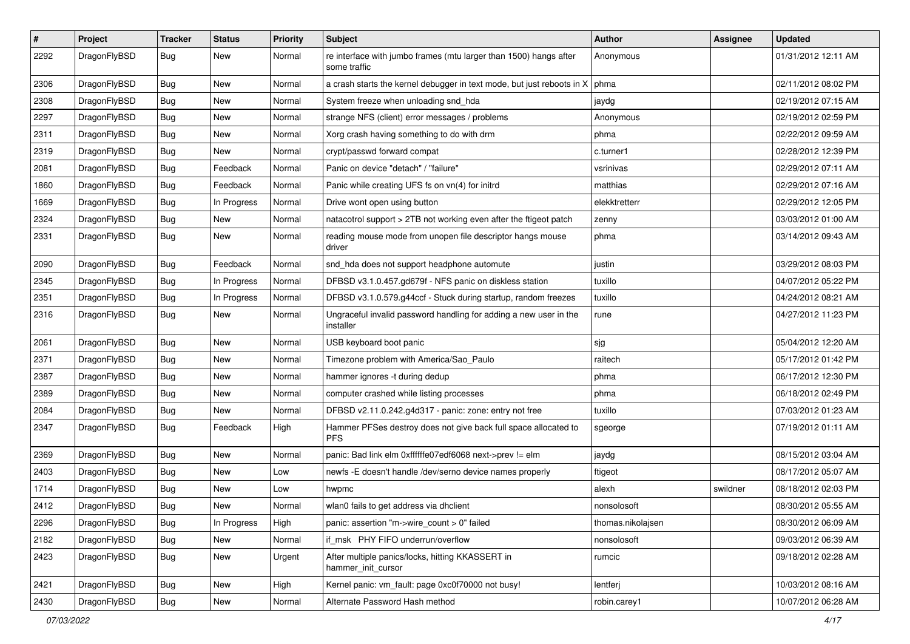| # | Project | Tracker | Status | Priority | Subject | Author | Assignee | Updated |
|---|---|---|---|---|---|---|---|---|
| 2292 | DragonFlyBSD | Bug | New | Normal | re interface with jumbo frames (mtu larger than 1500) hangs after some traffic | Anonymous | | 01/31/2012 12:11 AM |
| 2306 | DragonFlyBSD | Bug | New | Normal | a crash starts the kernel debugger in text mode, but just reboots in X | phma | | 02/11/2012 08:02 PM |
| 2308 | DragonFlyBSD | Bug | New | Normal | System freeze when unloading snd_hda | jaydg | | 02/19/2012 07:15 AM |
| 2297 | DragonFlyBSD | Bug | New | Normal | strange NFS (client) error messages / problems | Anonymous | | 02/19/2012 02:59 PM |
| 2311 | DragonFlyBSD | Bug | New | Normal | Xorg crash having something to do with drm | phma | | 02/22/2012 09:59 AM |
| 2319 | DragonFlyBSD | Bug | New | Normal | crypt/passwd forward compat | c.turner1 | | 02/28/2012 12:39 PM |
| 2081 | DragonFlyBSD | Bug | Feedback | Normal | Panic on device "detach" / "failure" | vsrinivas | | 02/29/2012 07:11 AM |
| 1860 | DragonFlyBSD | Bug | Feedback | Normal | Panic while creating UFS fs on vn(4) for initrd | matthias | | 02/29/2012 07:16 AM |
| 1669 | DragonFlyBSD | Bug | In Progress | Normal | Drive wont open using button | elekktretterr | | 02/29/2012 12:05 PM |
| 2324 | DragonFlyBSD | Bug | New | Normal | natacotrol support > 2TB not working even after the ftigeot patch | zenny | | 03/03/2012 01:00 AM |
| 2331 | DragonFlyBSD | Bug | New | Normal | reading mouse mode from unopen file descriptor hangs mouse driver | phma | | 03/14/2012 09:43 AM |
| 2090 | DragonFlyBSD | Bug | Feedback | Normal | snd_hda does not support headphone automute | justin | | 03/29/2012 08:03 PM |
| 2345 | DragonFlyBSD | Bug | In Progress | Normal | DFBSD v3.1.0.457.gd679f - NFS panic on diskless station | tuxillo | | 04/07/2012 05:22 PM |
| 2351 | DragonFlyBSD | Bug | In Progress | Normal | DFBSD v3.1.0.579.g44ccf - Stuck during startup, random freezes | tuxillo | | 04/24/2012 08:21 AM |
| 2316 | DragonFlyBSD | Bug | New | Normal | Ungraceful invalid password handling for adding a new user in the installer | rune | | 04/27/2012 11:23 PM |
| 2061 | DragonFlyBSD | Bug | New | Normal | USB keyboard boot panic | sjg | | 05/04/2012 12:20 AM |
| 2371 | DragonFlyBSD | Bug | New | Normal | Timezone problem with America/Sao_Paulo | raitech | | 05/17/2012 01:42 PM |
| 2387 | DragonFlyBSD | Bug | New | Normal | hammer ignores -t during dedup | phma | | 06/17/2012 12:30 PM |
| 2389 | DragonFlyBSD | Bug | New | Normal | computer crashed while listing processes | phma | | 06/18/2012 02:49 PM |
| 2084 | DragonFlyBSD | Bug | New | Normal | DFBSD v2.11.0.242.g4d317 - panic: zone: entry not free | tuxillo | | 07/03/2012 01:23 AM |
| 2347 | DragonFlyBSD | Bug | Feedback | High | Hammer PFSes destroy does not give back full space allocated to PFS | sgeorge | | 07/19/2012 01:11 AM |
| 2369 | DragonFlyBSD | Bug | New | Normal | panic: Bad link elm 0xffffffe07edf6068 next->prev != elm | jaydg | | 08/15/2012 03:04 AM |
| 2403 | DragonFlyBSD | Bug | New | Low | newfs -E doesn't handle /dev/serno device names properly | ftigeot | | 08/17/2012 05:07 AM |
| 1714 | DragonFlyBSD | Bug | New | Low | hwpmc | alexh | swildner | 08/18/2012 02:03 PM |
| 2412 | DragonFlyBSD | Bug | New | Normal | wlan0 fails to get address via dhclient | nonsolosoft | | 08/30/2012 05:55 AM |
| 2296 | DragonFlyBSD | Bug | In Progress | High | panic: assertion "m->wire_count > 0" failed | thomas.nikolajsen | | 08/30/2012 06:09 AM |
| 2182 | DragonFlyBSD | Bug | New | Normal | if_msk PHY FIFO underrun/overflow | nonsolosoft | | 09/03/2012 06:39 AM |
| 2423 | DragonFlyBSD | Bug | New | Urgent | After multiple panics/locks, hitting KKASSERT in hammer_init_cursor | rumcic | | 09/18/2012 02:28 AM |
| 2421 | DragonFlyBSD | Bug | New | High | Kernel panic: vm_fault: page 0xc0f70000 not busy! | lentferj | | 10/03/2012 08:16 AM |
| 2430 | DragonFlyBSD | Bug | New | Normal | Alternate Password Hash method | robin.carey1 | | 10/07/2012 06:28 AM |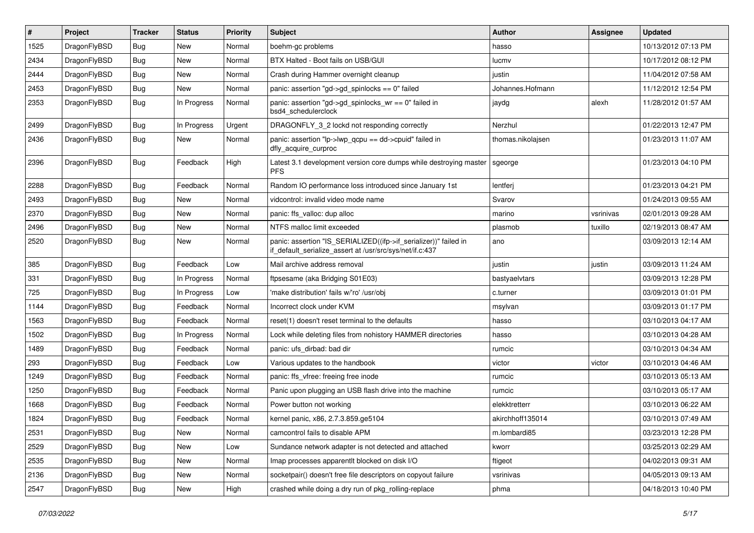| # | Project | Tracker | Status | Priority | Subject | Author | Assignee | Updated |
|---|---|---|---|---|---|---|---|---|
| 1525 | DragonFlyBSD | Bug | New | Normal | boehm-gc problems | hasso | | 10/13/2012 07:13 PM |
| 2434 | DragonFlyBSD | Bug | New | Normal | BTX Halted - Boot fails on USB/GUI | lucmv | | 10/17/2012 08:12 PM |
| 2444 | DragonFlyBSD | Bug | New | Normal | Crash during Hammer overnight cleanup | justin | | 11/04/2012 07:58 AM |
| 2453 | DragonFlyBSD | Bug | New | Normal | panic: assertion "gd->gd_spinlocks == 0" failed | Johannes.Hofmann | | 11/12/2012 12:54 PM |
| 2353 | DragonFlyBSD | Bug | In Progress | Normal | panic: assertion "gd->gd_spinlocks_wr == 0" failed in bsd4_schedulerclock | jaydg | alexh | 11/28/2012 01:57 AM |
| 2499 | DragonFlyBSD | Bug | In Progress | Urgent | DRAGONFLY_3_2 lockd not responding correctly | Nerzhul | | 01/22/2013 12:47 PM |
| 2436 | DragonFlyBSD | Bug | New | Normal | panic: assertion "lp->lwp_qcpu == dd->cpuid" failed in dfly_acquire_curproc | thomas.nikolajsen | | 01/23/2013 11:07 AM |
| 2396 | DragonFlyBSD | Bug | Feedback | High | Latest 3.1 development version core dumps while destroying master PFS | sgeorge | | 01/23/2013 04:10 PM |
| 2288 | DragonFlyBSD | Bug | Feedback | Normal | Random IO performance loss introduced since January 1st | lentferj | | 01/23/2013 04:21 PM |
| 2493 | DragonFlyBSD | Bug | New | Normal | vidcontrol: invalid video mode name | Svarov | | 01/24/2013 09:55 AM |
| 2370 | DragonFlyBSD | Bug | New | Normal | panic: ffs_valloc: dup alloc | marino | vsrinivas | 02/01/2013 09:28 AM |
| 2496 | DragonFlyBSD | Bug | New | Normal | NTFS malloc limit exceeded | plasmob | tuxillo | 02/19/2013 08:47 AM |
| 2520 | DragonFlyBSD | Bug | New | Normal | panic: assertion "IS_SERIALIZED((ifp->if_serializer))" failed in if_default_serialize_assert at /usr/src/sys/net/if.c:437 | ano | | 03/09/2013 12:14 AM |
| 385 | DragonFlyBSD | Bug | Feedback | Low | Mail archive address removal | justin | justin | 03/09/2013 11:24 AM |
| 331 | DragonFlyBSD | Bug | In Progress | Normal | ftpsesame (aka Bridging S01E03) | bastyaelvtars | | 03/09/2013 12:28 PM |
| 725 | DragonFlyBSD | Bug | In Progress | Low | 'make distribution' fails w/'ro' /usr/obj | c.turner | | 03/09/2013 01:01 PM |
| 1144 | DragonFlyBSD | Bug | Feedback | Normal | Incorrect clock under KVM | msylvan | | 03/09/2013 01:17 PM |
| 1563 | DragonFlyBSD | Bug | Feedback | Normal | reset(1) doesn't reset terminal to the defaults | hasso | | 03/10/2013 04:17 AM |
| 1502 | DragonFlyBSD | Bug | In Progress | Normal | Lock while deleting files from nohistory HAMMER directories | hasso | | 03/10/2013 04:28 AM |
| 1489 | DragonFlyBSD | Bug | Feedback | Normal | panic: ufs_dirbad: bad dir | rumcic | | 03/10/2013 04:34 AM |
| 293 | DragonFlyBSD | Bug | Feedback | Low | Various updates to the handbook | victor | victor | 03/10/2013 04:46 AM |
| 1249 | DragonFlyBSD | Bug | Feedback | Normal | panic: ffs_vfree: freeing free inode | rumcic | | 03/10/2013 05:13 AM |
| 1250 | DragonFlyBSD | Bug | Feedback | Normal | Panic upon plugging an USB flash drive into the machine | rumcic | | 03/10/2013 05:17 AM |
| 1668 | DragonFlyBSD | Bug | Feedback | Normal | Power button not working | elekktretterr | | 03/10/2013 06:22 AM |
| 1824 | DragonFlyBSD | Bug | Feedback | Normal | kernel panic, x86, 2.7.3.859.ge5104 | akirchhoff135014 | | 03/10/2013 07:49 AM |
| 2531 | DragonFlyBSD | Bug | New | Normal | camcontrol fails to disable APM | m.lombardi85 | | 03/23/2013 12:28 PM |
| 2529 | DragonFlyBSD | Bug | New | Low | Sundance network adapter is not detected and attached | kworr | | 03/25/2013 02:29 AM |
| 2535 | DragonFlyBSD | Bug | New | Normal | Imap processes apparentlt blocked on disk I/O | ftigeot | | 04/02/2013 09:31 AM |
| 2136 | DragonFlyBSD | Bug | New | Normal | socketpair() doesn't free file descriptors on copyout failure | vsrinivas | | 04/05/2013 09:13 AM |
| 2547 | DragonFlyBSD | Bug | New | High | crashed while doing a dry run of pkg_rolling-replace | phma | | 04/18/2013 10:40 PM |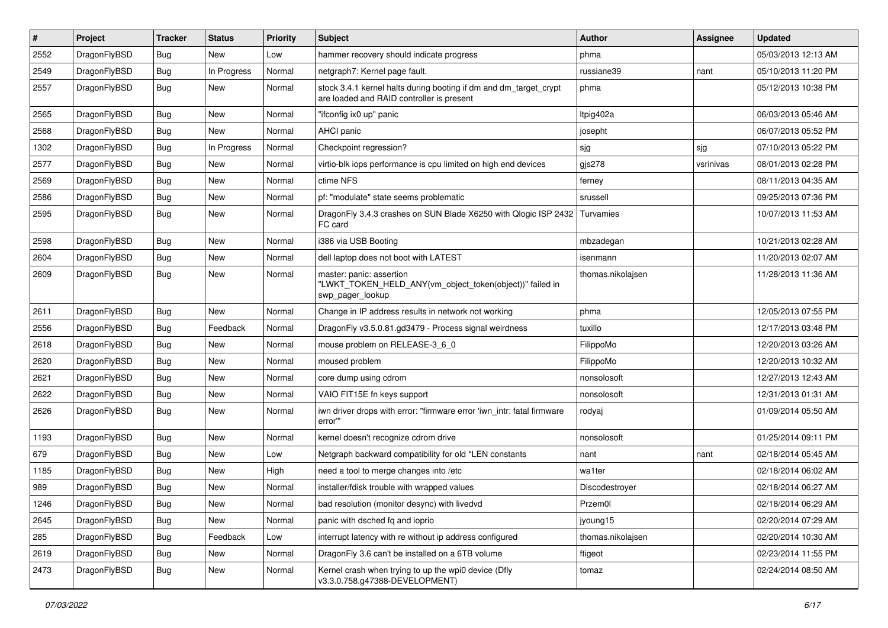| # | Project | Tracker | Status | Priority | Subject | Author | Assignee | Updated |
|---|---|---|---|---|---|---|---|---|
| 2552 | DragonFlyBSD | Bug | New | Low | hammer recovery should indicate progress | phma | | 05/03/2013 12:13 AM |
| 2549 | DragonFlyBSD | Bug | In Progress | Normal | netgraph7: Kernel page fault. | russiane39 | nant | 05/10/2013 11:20 PM |
| 2557 | DragonFlyBSD | Bug | New | Normal | stock 3.4.1 kernel halts during booting if dm and dm_target_crypt are loaded and RAID controller is present | phma | | 05/12/2013 10:38 PM |
| 2565 | DragonFlyBSD | Bug | New | Normal | "ifconfig ix0 up" panic | Itpig402a | | 06/03/2013 05:46 AM |
| 2568 | DragonFlyBSD | Bug | New | Normal | AHCI panic | josepht | | 06/07/2013 05:52 PM |
| 1302 | DragonFlyBSD | Bug | In Progress | Normal | Checkpoint regression? | sjg | sjg | 07/10/2013 05:22 PM |
| 2577 | DragonFlyBSD | Bug | New | Normal | virtio-blk iops performance is cpu limited on high end devices | gjs278 | vsrinivas | 08/01/2013 02:28 PM |
| 2569 | DragonFlyBSD | Bug | New | Normal | ctime NFS | ferney | | 08/11/2013 04:35 AM |
| 2586 | DragonFlyBSD | Bug | New | Normal | pf: "modulate" state seems problematic | srussell | | 09/25/2013 07:36 PM |
| 2595 | DragonFlyBSD | Bug | New | Normal | DragonFly 3.4.3 crashes on SUN Blade X6250 with Qlogic ISP 2432 FC card | Turvamies | | 10/07/2013 11:53 AM |
| 2598 | DragonFlyBSD | Bug | New | Normal | i386 via USB Booting | mbzadegan | | 10/21/2013 02:28 AM |
| 2604 | DragonFlyBSD | Bug | New | Normal | dell laptop does not boot with LATEST | isenmann | | 11/20/2013 02:07 AM |
| 2609 | DragonFlyBSD | Bug | New | Normal | master: panic: assertion "LWKT_TOKEN_HELD_ANY(vm_object_token(object))" failed in swp_pager_lookup | thomas.nikolajsen | | 11/28/2013 11:36 AM |
| 2611 | DragonFlyBSD | Bug | New | Normal | Change in IP address results in network not working | phma | | 12/05/2013 07:55 PM |
| 2556 | DragonFlyBSD | Bug | Feedback | Normal | DragonFly v3.5.0.81.gd3479 - Process signal weirdness | tuxillo | | 12/17/2013 03:48 PM |
| 2618 | DragonFlyBSD | Bug | New | Normal | mouse problem on RELEASE-3_6_0 | FilippoMo | | 12/20/2013 03:26 AM |
| 2620 | DragonFlyBSD | Bug | New | Normal | moused problem | FilippoMo | | 12/20/2013 10:32 AM |
| 2621 | DragonFlyBSD | Bug | New | Normal | core dump using cdrom | nonsolosoft | | 12/27/2013 12:43 AM |
| 2622 | DragonFlyBSD | Bug | New | Normal | VAIO FIT15E fn keys support | nonsolosoft | | 12/31/2013 01:31 AM |
| 2626 | DragonFlyBSD | Bug | New | Normal | iwn driver drops with error: "firmware error 'iwn_intr: fatal firmware error'" | rodyaj | | 01/09/2014 05:50 AM |
| 1193 | DragonFlyBSD | Bug | New | Normal | kernel doesn't recognize cdrom drive | nonsolosoft | | 01/25/2014 09:11 PM |
| 679 | DragonFlyBSD | Bug | New | Low | Netgraph backward compatibility for old *LEN constants | nant | nant | 02/18/2014 05:45 AM |
| 1185 | DragonFlyBSD | Bug | New | High | need a tool to merge changes into /etc | wa1ter | | 02/18/2014 06:02 AM |
| 989 | DragonFlyBSD | Bug | New | Normal | installer/fdisk trouble with wrapped values | Discodestroyer | | 02/18/2014 06:27 AM |
| 1246 | DragonFlyBSD | Bug | New | Normal | bad resolution (monitor desync) with livedvd | Przem0l | | 02/18/2014 06:29 AM |
| 2645 | DragonFlyBSD | Bug | New | Normal | panic with dsched fq and ioprio | jyoung15 | | 02/20/2014 07:29 AM |
| 285 | DragonFlyBSD | Bug | Feedback | Low | interrupt latency with re without ip address configured | thomas.nikolajsen | | 02/20/2014 10:30 AM |
| 2619 | DragonFlyBSD | Bug | New | Normal | DragonFly 3.6 can't be installed on a 6TB volume | ftigeot | | 02/23/2014 11:55 PM |
| 2473 | DragonFlyBSD | Bug | New | Normal | Kernel crash when trying to up the wpi0 device (Dfly v3.3.0.758.g47388-DEVELOPMENT) | tomaz | | 02/24/2014 08:50 AM |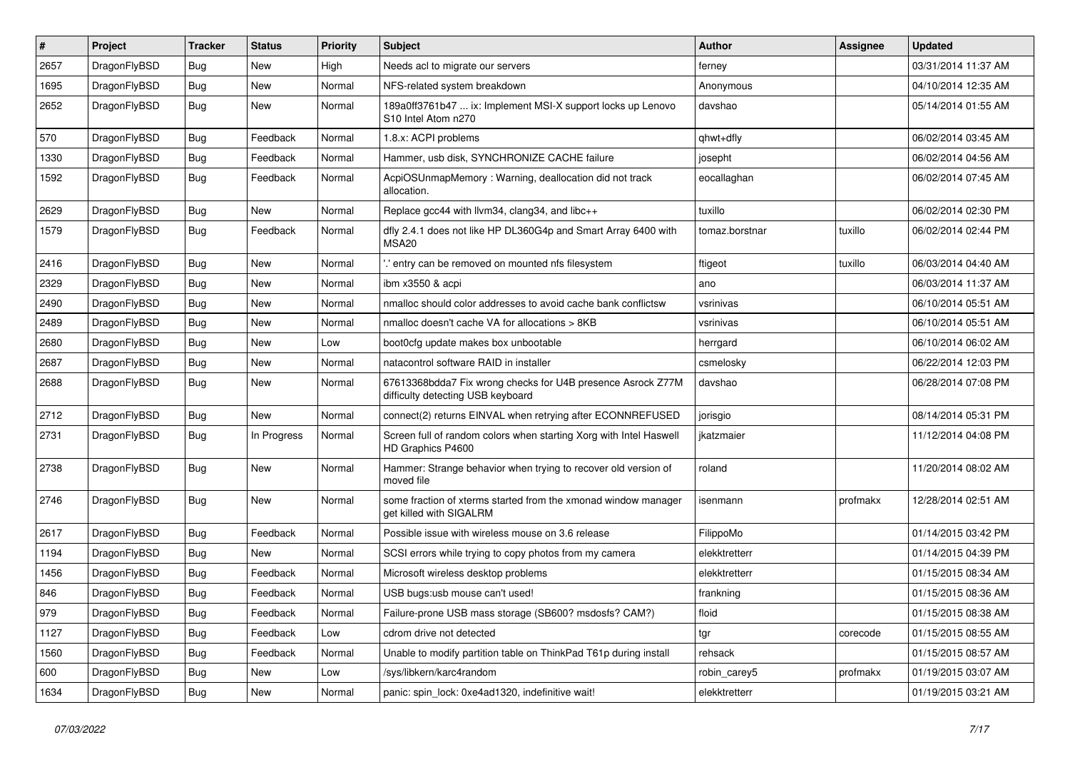| # | Project | Tracker | Status | Priority | Subject | Author | Assignee | Updated |
|---|---|---|---|---|---|---|---|---|
| 2657 | DragonFlyBSD | Bug | New | High | Needs acl to migrate our servers | ferney | | 03/31/2014 11:37 AM |
| 1695 | DragonFlyBSD | Bug | New | Normal | NFS-related system breakdown | Anonymous | | 04/10/2014 12:35 AM |
| 2652 | DragonFlyBSD | Bug | New | Normal | 189a0ff3761b47 ... ix: Implement MSI-X support locks up Lenovo S10 Intel Atom n270 | davshao | | 05/14/2014 01:55 AM |
| 570 | DragonFlyBSD | Bug | Feedback | Normal | 1.8.x: ACPI problems | qhwt+dfly | | 06/02/2014 03:45 AM |
| 1330 | DragonFlyBSD | Bug | Feedback | Normal | Hammer, usb disk, SYNCHRONIZE CACHE failure | josepht | | 06/02/2014 04:56 AM |
| 1592 | DragonFlyBSD | Bug | Feedback | Normal | AcpiOSUnmapMemory : Warning, deallocation did not track allocation. | eocallaghan | | 06/02/2014 07:45 AM |
| 2629 | DragonFlyBSD | Bug | New | Normal | Replace gcc44 with llvm34, clang34, and libc++ | tuxillo | | 06/02/2014 02:30 PM |
| 1579 | DragonFlyBSD | Bug | Feedback | Normal | dfly 2.4.1 does not like HP DL360G4p and Smart Array 6400 with MSA20 | tomaz.borstnar | tuxillo | 06/02/2014 02:44 PM |
| 2416 | DragonFlyBSD | Bug | New | Normal | '.' entry can be removed on mounted nfs filesystem | ftigeot | tuxillo | 06/03/2014 04:40 AM |
| 2329 | DragonFlyBSD | Bug | New | Normal | ibm x3550 & acpi | ano | | 06/03/2014 11:37 AM |
| 2490 | DragonFlyBSD | Bug | New | Normal | nmalloc should color addresses to avoid cache bank conflictsw | vsrinivas | | 06/10/2014 05:51 AM |
| 2489 | DragonFlyBSD | Bug | New | Normal | nmalloc doesn't cache VA for allocations > 8KB | vsrinivas | | 06/10/2014 05:51 AM |
| 2680 | DragonFlyBSD | Bug | New | Low | boot0cfg update makes box unbootable | herrgard | | 06/10/2014 06:02 AM |
| 2687 | DragonFlyBSD | Bug | New | Normal | natacontrol software RAID in installer | csmelosky | | 06/22/2014 12:03 PM |
| 2688 | DragonFlyBSD | Bug | New | Normal | 67613368bdda7 Fix wrong checks for U4B presence Asrock Z77M difficulty detecting USB keyboard | davshao | | 06/28/2014 07:08 PM |
| 2712 | DragonFlyBSD | Bug | New | Normal | connect(2) returns EINVAL when retrying after ECONNREFUSED | jorisgio | | 08/14/2014 05:31 PM |
| 2731 | DragonFlyBSD | Bug | In Progress | Normal | Screen full of random colors when starting Xorg with Intel Haswell HD Graphics P4600 | jkatzmaier | | 11/12/2014 04:08 PM |
| 2738 | DragonFlyBSD | Bug | New | Normal | Hammer: Strange behavior when trying to recover old version of moved file | roland | | 11/20/2014 08:02 AM |
| 2746 | DragonFlyBSD | Bug | New | Normal | some fraction of xterms started from the xmonad window manager get killed with SIGALRM | isenmann | profmakx | 12/28/2014 02:51 AM |
| 2617 | DragonFlyBSD | Bug | Feedback | Normal | Possible issue with wireless mouse on 3.6 release | FilippoMo | | 01/14/2015 03:42 PM |
| 1194 | DragonFlyBSD | Bug | New | Normal | SCSI errors while trying to copy photos from my camera | elekktretterr | | 01/14/2015 04:39 PM |
| 1456 | DragonFlyBSD | Bug | Feedback | Normal | Microsoft wireless desktop problems | elekktretterr | | 01/15/2015 08:34 AM |
| 846 | DragonFlyBSD | Bug | Feedback | Normal | USB bugs:usb mouse can't used! | frankning | | 01/15/2015 08:36 AM |
| 979 | DragonFlyBSD | Bug | Feedback | Normal | Failure-prone USB mass storage (SB600? msdosfs? CAM?) | floid | | 01/15/2015 08:38 AM |
| 1127 | DragonFlyBSD | Bug | Feedback | Low | cdrom drive not detected | tgr | corecode | 01/15/2015 08:55 AM |
| 1560 | DragonFlyBSD | Bug | Feedback | Normal | Unable to modify partition table on ThinkPad T61p during install | rehsack | | 01/15/2015 08:57 AM |
| 600 | DragonFlyBSD | Bug | New | Low | /sys/libkern/karc4random | robin_carey5 | profmakx | 01/19/2015 03:07 AM |
| 1634 | DragonFlyBSD | Bug | New | Normal | panic: spin_lock: 0xe4ad1320, indefinitive wait! | elekktretterr | | 01/19/2015 03:21 AM |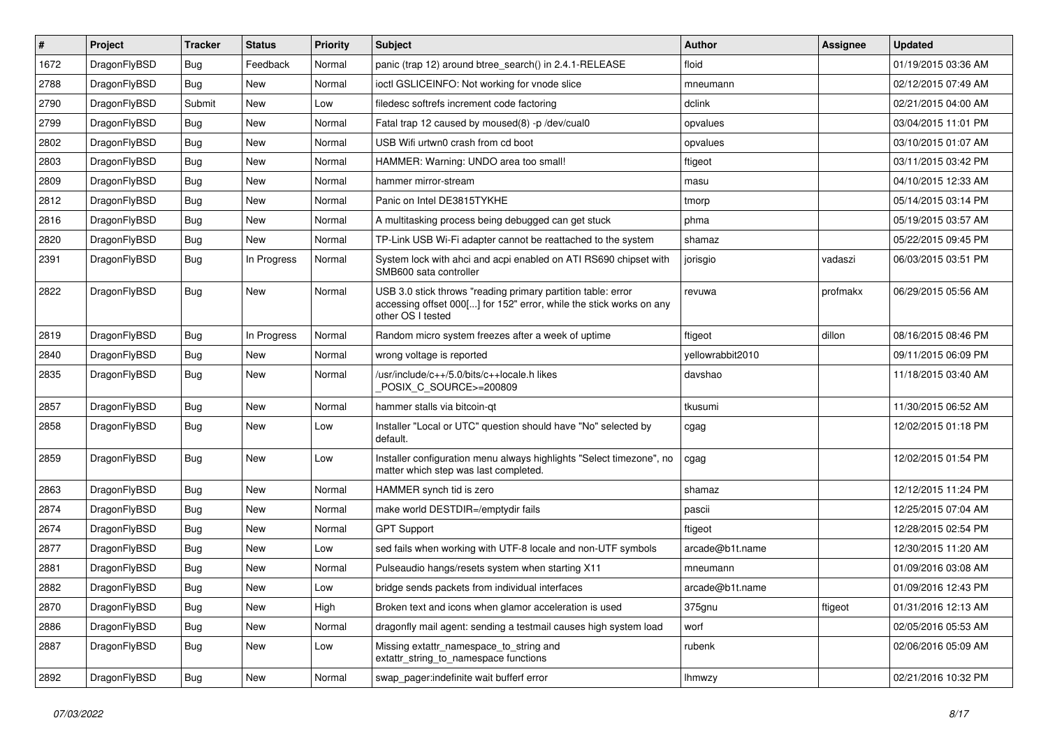| # | Project | Tracker | Status | Priority | Subject | Author | Assignee | Updated |
|---|---|---|---|---|---|---|---|---|
| 1672 | DragonFlyBSD | Bug | Feedback | Normal | panic (trap 12) around btree_search() in 2.4.1-RELEASE | floid | | 01/19/2015 03:36 AM |
| 2788 | DragonFlyBSD | Bug | New | Normal | ioctl GSLICEINFO: Not working for vnode slice | mneumann | | 02/12/2015 07:49 AM |
| 2790 | DragonFlyBSD | Submit | New | Low | filedesc softrefs increment code factoring | dclink | | 02/21/2015 04:00 AM |
| 2799 | DragonFlyBSD | Bug | New | Normal | Fatal trap 12 caused by moused(8) -p /dev/cual0 | opvalues | | 03/04/2015 11:01 PM |
| 2802 | DragonFlyBSD | Bug | New | Normal | USB Wifi urtwn0 crash from cd boot | opvalues | | 03/10/2015 01:07 AM |
| 2803 | DragonFlyBSD | Bug | New | Normal | HAMMER: Warning: UNDO area too small! | ftigeot | | 03/11/2015 03:42 PM |
| 2809 | DragonFlyBSD | Bug | New | Normal | hammer mirror-stream | masu | | 04/10/2015 12:33 AM |
| 2812 | DragonFlyBSD | Bug | New | Normal | Panic on Intel DE3815TYKHE | tmorp | | 05/14/2015 03:14 PM |
| 2816 | DragonFlyBSD | Bug | New | Normal | A multitasking process being debugged can get stuck | phma | | 05/19/2015 03:57 AM |
| 2820 | DragonFlyBSD | Bug | New | Normal | TP-Link USB Wi-Fi adapter cannot be reattached to the system | shamaz | | 05/22/2015 09:45 PM |
| 2391 | DragonFlyBSD | Bug | In Progress | Normal | System lock with ahci and acpi enabled on ATI RS690 chipset with SMB600 sata controller | jorisgio | vadaszi | 06/03/2015 03:51 PM |
| 2822 | DragonFlyBSD | Bug | New | Normal | USB 3.0 stick throws "reading primary partition table: error accessing offset 000[...] for 152" error, while the stick works on any other OS I tested | revuwa | profmakx | 06/29/2015 05:56 AM |
| 2819 | DragonFlyBSD | Bug | In Progress | Normal | Random micro system freezes after a week of uptime | ftigeot | dillon | 08/16/2015 08:46 PM |
| 2840 | DragonFlyBSD | Bug | New | Normal | wrong voltage is reported | yellowrabbit2010 | | 09/11/2015 06:09 PM |
| 2835 | DragonFlyBSD | Bug | New | Normal | /usr/include/c++/5.0/bits/c++locale.h likes _POSIX_C_SOURCE>=200809 | davshao | | 11/18/2015 03:40 AM |
| 2857 | DragonFlyBSD | Bug | New | Normal | hammer stalls via bitcoin-qt | tkusumi | | 11/30/2015 06:52 AM |
| 2858 | DragonFlyBSD | Bug | New | Low | Installer "Local or UTC" question should have "No" selected by default. | cgag | | 12/02/2015 01:18 PM |
| 2859 | DragonFlyBSD | Bug | New | Low | Installer configuration menu always highlights "Select timezone", no matter which step was last completed. | cgag | | 12/02/2015 01:54 PM |
| 2863 | DragonFlyBSD | Bug | New | Normal | HAMMER synch tid is zero | shamaz | | 12/12/2015 11:24 PM |
| 2874 | DragonFlyBSD | Bug | New | Normal | make world DESTDIR=/emptydir fails | pascii | | 12/25/2015 07:04 AM |
| 2674 | DragonFlyBSD | Bug | New | Normal | GPT Support | ftigeot | | 12/28/2015 02:54 PM |
| 2877 | DragonFlyBSD | Bug | New | Low | sed fails when working with UTF-8 locale and non-UTF symbols | arcade@b1t.name | | 12/30/2015 11:20 AM |
| 2881 | DragonFlyBSD | Bug | New | Normal | Pulseaudio hangs/resets system when starting X11 | mneumann | | 01/09/2016 03:08 AM |
| 2882 | DragonFlyBSD | Bug | New | Low | bridge sends packets from individual interfaces | arcade@b1t.name | | 01/09/2016 12:43 PM |
| 2870 | DragonFlyBSD | Bug | New | High | Broken text and icons when glamor acceleration is used | 375gnu | ftigeot | 01/31/2016 12:13 AM |
| 2886 | DragonFlyBSD | Bug | New | Normal | dragonfly mail agent: sending a testmail causes high system load | worf | | 02/05/2016 05:53 AM |
| 2887 | DragonFlyBSD | Bug | New | Low | Missing extattr_namespace_to_string and extattr_string_to_namespace functions | rubenk | | 02/06/2016 05:09 AM |
| 2892 | DragonFlyBSD | Bug | New | Normal | swap_pager:indefinite wait bufferf error | lhmwzy | | 02/21/2016 10:32 PM |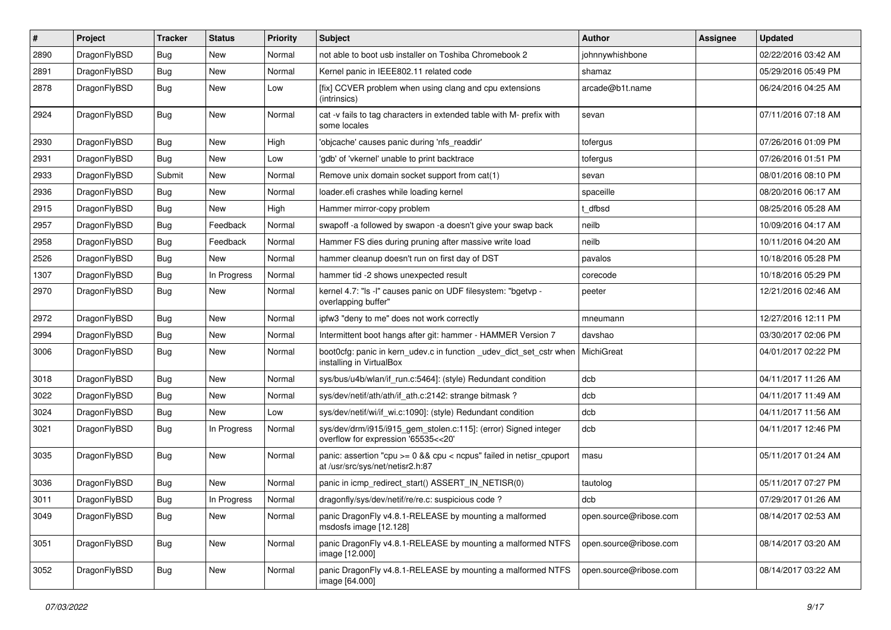| # | Project | Tracker | Status | Priority | Subject | Author | Assignee | Updated |
|---|---|---|---|---|---|---|---|---|
| 2890 | DragonFlyBSD | Bug | New | Normal | not able to boot usb installer on Toshiba Chromebook 2 | johnnywhishbone | | 02/22/2016 03:42 AM |
| 2891 | DragonFlyBSD | Bug | New | Normal | Kernel panic in IEEE802.11 related code | shamaz | | 05/29/2016 05:49 PM |
| 2878 | DragonFlyBSD | Bug | New | Low | [fix] CCVER problem when using clang and cpu extensions (intrinsics) | arcade@b1t.name | | 06/24/2016 04:25 AM |
| 2924 | DragonFlyBSD | Bug | New | Normal | cat -v fails to tag characters in extended table with M- prefix with some locales | sevan | | 07/11/2016 07:18 AM |
| 2930 | DragonFlyBSD | Bug | New | High | 'objcache' causes panic during 'nfs_readdir' | tofergus | | 07/26/2016 01:09 PM |
| 2931 | DragonFlyBSD | Bug | New | Low | 'gdb' of 'vkernel' unable to print backtrace | tofergus | | 07/26/2016 01:51 PM |
| 2933 | DragonFlyBSD | Submit | New | Normal | Remove unix domain socket support from cat(1) | sevan | | 08/01/2016 08:10 PM |
| 2936 | DragonFlyBSD | Bug | New | Normal | loader.efi crashes while loading kernel | spaceille | | 08/20/2016 06:17 AM |
| 2915 | DragonFlyBSD | Bug | New | High | Hammer mirror-copy problem | t_dfbsd | | 08/25/2016 05:28 AM |
| 2957 | DragonFlyBSD | Bug | Feedback | Normal | swapoff -a followed by swapon -a doesn't give your swap back | neilb | | 10/09/2016 04:17 AM |
| 2958 | DragonFlyBSD | Bug | Feedback | Normal | Hammer FS dies during pruning after massive write load | neilb | | 10/11/2016 04:20 AM |
| 2526 | DragonFlyBSD | Bug | New | Normal | hammer cleanup doesn't run on first day of DST | pavalos | | 10/18/2016 05:28 PM |
| 1307 | DragonFlyBSD | Bug | In Progress | Normal | hammer tid -2 shows unexpected result | corecode | | 10/18/2016 05:29 PM |
| 2970 | DragonFlyBSD | Bug | New | Normal | kernel 4.7: "ls -l" causes panic on UDF filesystem: "bgetvp - overlapping buffer" | peeter | | 12/21/2016 02:46 AM |
| 2972 | DragonFlyBSD | Bug | New | Normal | ipfw3 "deny to me" does not work correctly | mneumann | | 12/27/2016 12:11 PM |
| 2994 | DragonFlyBSD | Bug | New | Normal | Intermittent boot hangs after git: hammer - HAMMER Version 7 | davshao | | 03/30/2017 02:06 PM |
| 3006 | DragonFlyBSD | Bug | New | Normal | boot0cfg: panic in kern_udev.c in function _udev_dict_set_cstr when installing in VirtualBox | MichiGreat | | 04/01/2017 02:22 PM |
| 3018 | DragonFlyBSD | Bug | New | Normal | sys/bus/u4b/wlan/if_run.c:5464]: (style) Redundant condition | dcb | | 04/11/2017 11:26 AM |
| 3022 | DragonFlyBSD | Bug | New | Normal | sys/dev/netif/ath/ath/if_ath.c:2142: strange bitmask ? | dcb | | 04/11/2017 11:49 AM |
| 3024 | DragonFlyBSD | Bug | New | Low | sys/dev/netif/wi/if_wi.c:1090]: (style) Redundant condition | dcb | | 04/11/2017 11:56 AM |
| 3021 | DragonFlyBSD | Bug | In Progress | Normal | sys/dev/drm/i915/i915_gem_stolen.c:115]: (error) Signed integer overflow for expression '65535<<20' | dcb | | 04/11/2017 12:46 PM |
| 3035 | DragonFlyBSD | Bug | New | Normal | panic: assertion "cpu >= 0 && cpu < ncpus" failed in netisr_cpuport at /usr/src/sys/net/netisr2.h:87 | masu | | 05/11/2017 01:24 AM |
| 3036 | DragonFlyBSD | Bug | New | Normal | panic in icmp_redirect_start() ASSERT_IN_NETISR(0) | tautolog | | 05/11/2017 07:27 PM |
| 3011 | DragonFlyBSD | Bug | In Progress | Normal | dragonfly/sys/dev/netif/re/re.c: suspicious code ? | dcb | | 07/29/2017 01:26 AM |
| 3049 | DragonFlyBSD | Bug | New | Normal | panic DragonFly v4.8.1-RELEASE by mounting a malformed msdosfs image [12.128] | open.source@ribose.com | | 08/14/2017 02:53 AM |
| 3051 | DragonFlyBSD | Bug | New | Normal | panic DragonFly v4.8.1-RELEASE by mounting a malformed NTFS image [12.000] | open.source@ribose.com | | 08/14/2017 03:20 AM |
| 3052 | DragonFlyBSD | Bug | New | Normal | panic DragonFly v4.8.1-RELEASE by mounting a malformed NTFS image [64.000] | open.source@ribose.com | | 08/14/2017 03:22 AM |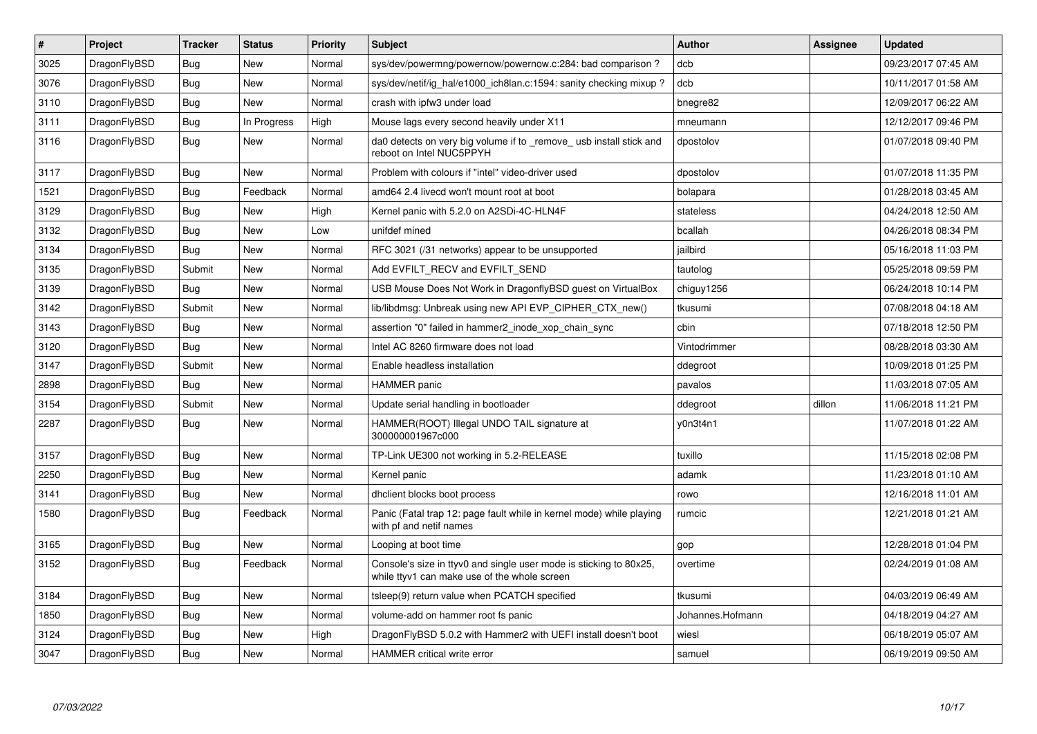| # | Project | Tracker | Status | Priority | Subject | Author | Assignee | Updated |
|---|---|---|---|---|---|---|---|---|
| 3025 | DragonFlyBSD | Bug | New | Normal | sys/dev/powermng/powernow/powernow.c:284: bad comparison ? | dcb | | 09/23/2017 07:45 AM |
| 3076 | DragonFlyBSD | Bug | New | Normal | sys/dev/netif/ig_hal/e1000_ich8lan.c:1594: sanity checking mixup ? | dcb | | 10/11/2017 01:58 AM |
| 3110 | DragonFlyBSD | Bug | New | Normal | crash with ipfw3 under load | bnegre82 | | 12/09/2017 06:22 AM |
| 3111 | DragonFlyBSD | Bug | In Progress | High | Mouse lags every second heavily under X11 | mneumann | | 12/12/2017 09:46 PM |
| 3116 | DragonFlyBSD | Bug | New | Normal | da0 detects on very big volume if to _remove_ usb install stick and reboot on Intel NUC5PPYH | dpostolov | | 01/07/2018 09:40 PM |
| 3117 | DragonFlyBSD | Bug | New | Normal | Problem with colours if "intel" video-driver used | dpostolov | | 01/07/2018 11:35 PM |
| 1521 | DragonFlyBSD | Bug | Feedback | Normal | amd64 2.4 livecd won't mount root at boot | bolapara | | 01/28/2018 03:45 AM |
| 3129 | DragonFlyBSD | Bug | New | High | Kernel panic with 5.2.0 on A2SDi-4C-HLN4F | stateless | | 04/24/2018 12:50 AM |
| 3132 | DragonFlyBSD | Bug | New | Low | unifdef mined | bcallah | | 04/26/2018 08:34 PM |
| 3134 | DragonFlyBSD | Bug | New | Normal | RFC 3021 (/31 networks) appear to be unsupported | jailbird | | 05/16/2018 11:03 PM |
| 3135 | DragonFlyBSD | Submit | New | Normal | Add EVFILT_RECV and EVFILT_SEND | tautolog | | 05/25/2018 09:59 PM |
| 3139 | DragonFlyBSD | Bug | New | Normal | USB Mouse Does Not Work in DragonflyBSD guest on VirtualBox | chiguy1256 | | 06/24/2018 10:14 PM |
| 3142 | DragonFlyBSD | Submit | New | Normal | lib/libdmsg: Unbreak using new API EVP_CIPHER_CTX_new() | tkusumi | | 07/08/2018 04:18 AM |
| 3143 | DragonFlyBSD | Bug | New | Normal | assertion "0" failed in hammer2_inode_xop_chain_sync | cbin | | 07/18/2018 12:50 PM |
| 3120 | DragonFlyBSD | Bug | New | Normal | Intel AC 8260 firmware does not load | Vintodrimmer | | 08/28/2018 03:30 AM |
| 3147 | DragonFlyBSD | Submit | New | Normal | Enable headless installation | ddegroot | | 10/09/2018 01:25 PM |
| 2898 | DragonFlyBSD | Bug | New | Normal | HAMMER panic | pavalos | | 11/03/2018 07:05 AM |
| 3154 | DragonFlyBSD | Submit | New | Normal | Update serial handling in bootloader | ddegroot | dillon | 11/06/2018 11:21 PM |
| 2287 | DragonFlyBSD | Bug | New | Normal | HAMMER(ROOT) Illegal UNDO TAIL signature at 300000001967c000 | y0n3t4n1 | | 11/07/2018 01:22 AM |
| 3157 | DragonFlyBSD | Bug | New | Normal | TP-Link UE300 not working in 5.2-RELEASE | tuxillo | | 11/15/2018 02:08 PM |
| 2250 | DragonFlyBSD | Bug | New | Normal | Kernel panic | adamk | | 11/23/2018 01:10 AM |
| 3141 | DragonFlyBSD | Bug | New | Normal | dhclient blocks boot process | rowo | | 12/16/2018 11:01 AM |
| 1580 | DragonFlyBSD | Bug | Feedback | Normal | Panic (Fatal trap 12: page fault while in kernel mode) while playing with pf and netif names | rumcic | | 12/21/2018 01:21 AM |
| 3165 | DragonFlyBSD | Bug | New | Normal | Looping at boot time | gop | | 12/28/2018 01:04 PM |
| 3152 | DragonFlyBSD | Bug | Feedback | Normal | Console's size in ttyv0 and single user mode is sticking to 80x25, while ttyv1 can make use of the whole screen | overtime | | 02/24/2019 01:08 AM |
| 3184 | DragonFlyBSD | Bug | New | Normal | tsleep(9) return value when PCATCH specified | tkusumi | | 04/03/2019 06:49 AM |
| 1850 | DragonFlyBSD | Bug | New | Normal | volume-add on hammer root fs panic | Johannes.Hofmann | | 04/18/2019 04:27 AM |
| 3124 | DragonFlyBSD | Bug | New | High | DragonFlyBSD 5.0.2 with Hammer2 with UEFI install doesn't boot | wiesl | | 06/18/2019 05:07 AM |
| 3047 | DragonFlyBSD | Bug | New | Normal | HAMMER critical write error | samuel | | 06/19/2019 09:50 AM |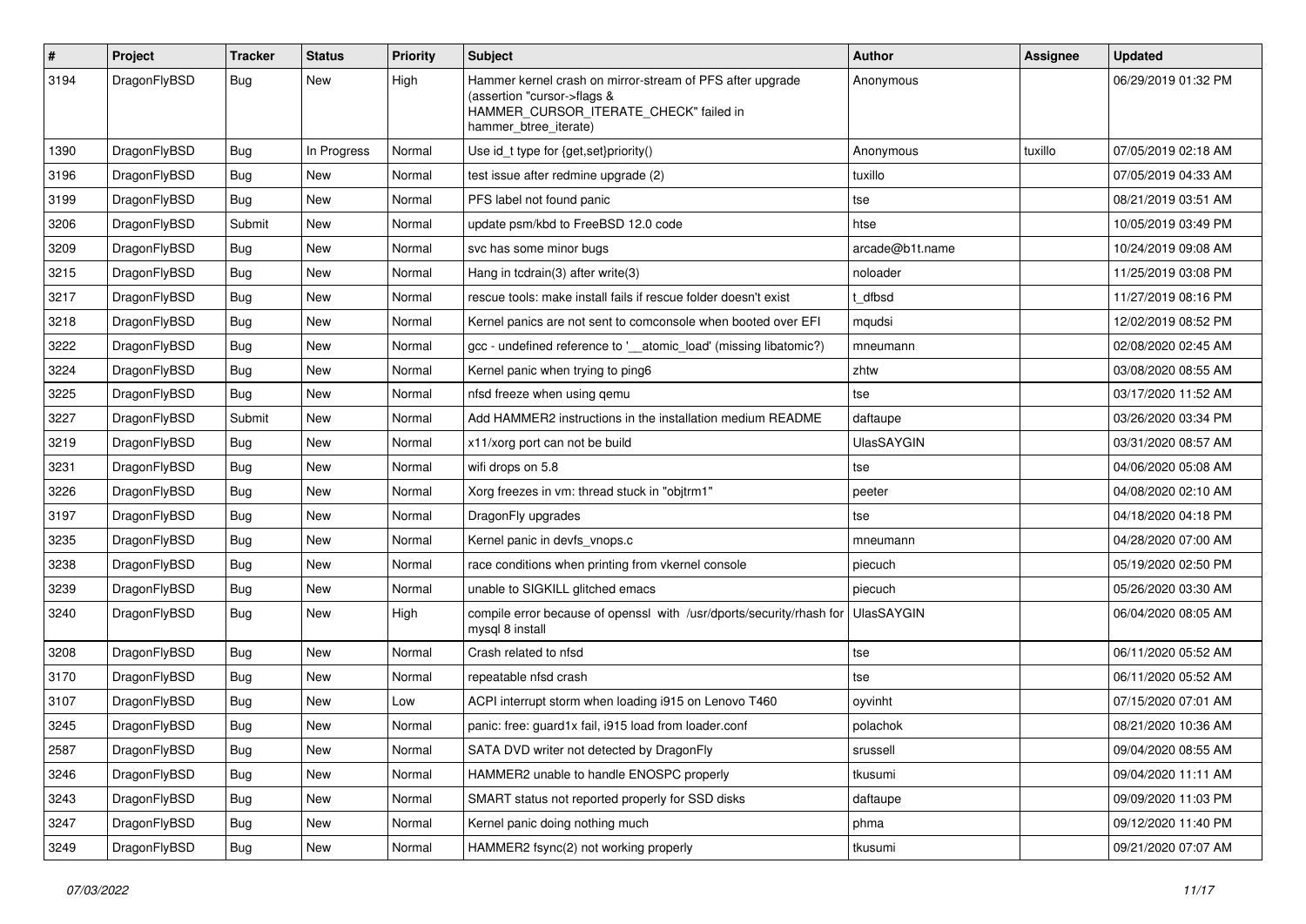| # | Project | Tracker | Status | Priority | Subject | Author | Assignee | Updated |
|---|---|---|---|---|---|---|---|---|
| 3194 | DragonFlyBSD | Bug | New | High | Hammer kernel crash on mirror-stream of PFS after upgrade (assertion "cursor->flags & HAMMER_CURSOR_ITERATE_CHECK" failed in hammer_btree_iterate) | Anonymous | | 06/29/2019 01:32 PM |
| 1390 | DragonFlyBSD | Bug | In Progress | Normal | Use id_t type for {get,set}priority() | Anonymous | tuxillo | 07/05/2019 02:18 AM |
| 3196 | DragonFlyBSD | Bug | New | Normal | test issue after redmine upgrade (2) | tuxillo | | 07/05/2019 04:33 AM |
| 3199 | DragonFlyBSD | Bug | New | Normal | PFS label not found panic | tse | | 08/21/2019 03:51 AM |
| 3206 | DragonFlyBSD | Submit | New | Normal | update psm/kbd to FreeBSD 12.0 code | htse | | 10/05/2019 03:49 PM |
| 3209 | DragonFlyBSD | Bug | New | Normal | svc has some minor bugs | arcade@b1t.name | | 10/24/2019 09:08 AM |
| 3215 | DragonFlyBSD | Bug | New | Normal | Hang in tcdrain(3) after write(3) | noloader | | 11/25/2019 03:08 PM |
| 3217 | DragonFlyBSD | Bug | New | Normal | rescue tools: make install fails if rescue folder doesn't exist | t_dfbsd | | 11/27/2019 08:16 PM |
| 3218 | DragonFlyBSD | Bug | New | Normal | Kernel panics are not sent to comconsole when booted over EFI | mqudsi | | 12/02/2019 08:52 PM |
| 3222 | DragonFlyBSD | Bug | New | Normal | gcc - undefined reference to '__atomic_load' (missing libatomic?) | mneumann | | 02/08/2020 02:45 AM |
| 3224 | DragonFlyBSD | Bug | New | Normal | Kernel panic when trying to ping6 | zhtw | | 03/08/2020 08:55 AM |
| 3225 | DragonFlyBSD | Bug | New | Normal | nfsd freeze when using qemu | tse | | 03/17/2020 11:52 AM |
| 3227 | DragonFlyBSD | Submit | New | Normal | Add HAMMER2 instructions in the installation medium README | daftaupe | | 03/26/2020 03:34 PM |
| 3219 | DragonFlyBSD | Bug | New | Normal | x11/xorg port can not be build | UlasSAYGIN | | 03/31/2020 08:57 AM |
| 3231 | DragonFlyBSD | Bug | New | Normal | wifi drops on 5.8 | tse | | 04/06/2020 05:08 AM |
| 3226 | DragonFlyBSD | Bug | New | Normal | Xorg freezes in vm: thread stuck in "objtrm1" | peeter | | 04/08/2020 02:10 AM |
| 3197 | DragonFlyBSD | Bug | New | Normal | DragonFly upgrades | tse | | 04/18/2020 04:18 PM |
| 3235 | DragonFlyBSD | Bug | New | Normal | Kernel panic in devfs_vnops.c | mneumann | | 04/28/2020 07:00 AM |
| 3238 | DragonFlyBSD | Bug | New | Normal | race conditions when printing from vkernel console | piecuch | | 05/19/2020 02:50 PM |
| 3239 | DragonFlyBSD | Bug | New | Normal | unable to SIGKILL glitched emacs | piecuch | | 05/26/2020 03:30 AM |
| 3240 | DragonFlyBSD | Bug | New | High | compile error because of openssl with /usr/dports/security/rhash for mysql 8 install | UlasSAYGIN | | 06/04/2020 08:05 AM |
| 3208 | DragonFlyBSD | Bug | New | Normal | Crash related to nfsd | tse | | 06/11/2020 05:52 AM |
| 3170 | DragonFlyBSD | Bug | New | Normal | repeatable nfsd crash | tse | | 06/11/2020 05:52 AM |
| 3107 | DragonFlyBSD | Bug | New | Low | ACPI interrupt storm when loading i915 on Lenovo T460 | oyvinht | | 07/15/2020 07:01 AM |
| 3245 | DragonFlyBSD | Bug | New | Normal | panic: free: guard1x fail, i915 load from loader.conf | polachok | | 08/21/2020 10:36 AM |
| 2587 | DragonFlyBSD | Bug | New | Normal | SATA DVD writer not detected by DragonFly | srussell | | 09/04/2020 08:55 AM |
| 3246 | DragonFlyBSD | Bug | New | Normal | HAMMER2 unable to handle ENOSPC properly | tkusumi | | 09/04/2020 11:11 AM |
| 3243 | DragonFlyBSD | Bug | New | Normal | SMART status not reported properly for SSD disks | daftaupe | | 09/09/2020 11:03 PM |
| 3247 | DragonFlyBSD | Bug | New | Normal | Kernel panic doing nothing much | phma | | 09/12/2020 11:40 PM |
| 3249 | DragonFlyBSD | Bug | New | Normal | HAMMER2 fsync(2) not working properly | tkusumi | | 09/21/2020 07:07 AM |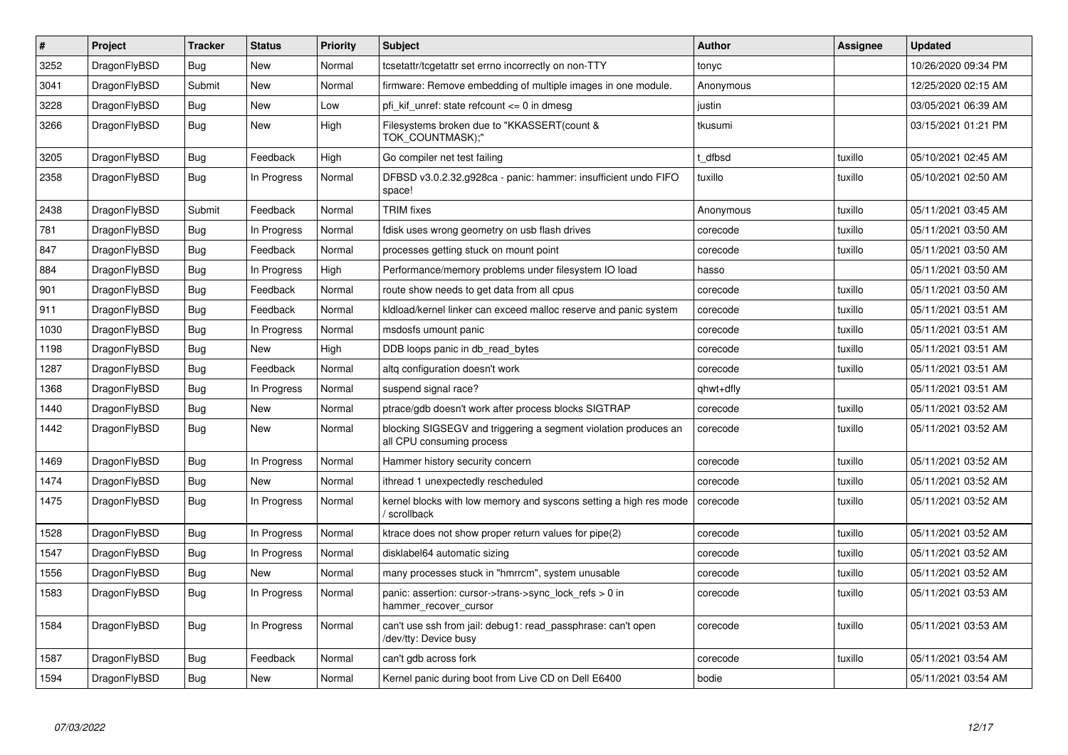| # | Project | Tracker | Status | Priority | Subject | Author | Assignee | Updated |
|---|---|---|---|---|---|---|---|---|
| 3252 | DragonFlyBSD | Bug | New | Normal | tcsetattr/tcgetattr set errno incorrectly on non-TTY | tonyc | | 10/26/2020 09:34 PM |
| 3041 | DragonFlyBSD | Submit | New | Normal | firmware: Remove embedding of multiple images in one module. | Anonymous | | 12/25/2020 02:15 AM |
| 3228 | DragonFlyBSD | Bug | New | Low | pfi_kif_unref: state refcount <= 0 in dmesg | justin | | 03/05/2021 06:39 AM |
| 3266 | DragonFlyBSD | Bug | New | High | Filesystems broken due to "KKASSERT(count & TOK_COUNTMASK);" | tkusumi | | 03/15/2021 01:21 PM |
| 3205 | DragonFlyBSD | Bug | Feedback | High | Go compiler net test failing | t_dfbsd | tuxillo | 05/10/2021 02:45 AM |
| 2358 | DragonFlyBSD | Bug | In Progress | Normal | DFBSD v3.0.2.32.g928ca - panic: hammer: insufficient undo FIFO space! | tuxillo | tuxillo | 05/10/2021 02:50 AM |
| 2438 | DragonFlyBSD | Submit | Feedback | Normal | TRIM fixes | Anonymous | tuxillo | 05/11/2021 03:45 AM |
| 781 | DragonFlyBSD | Bug | In Progress | Normal | fdisk uses wrong geometry on usb flash drives | corecode | tuxillo | 05/11/2021 03:50 AM |
| 847 | DragonFlyBSD | Bug | Feedback | Normal | processes getting stuck on mount point | corecode | tuxillo | 05/11/2021 03:50 AM |
| 884 | DragonFlyBSD | Bug | In Progress | High | Performance/memory problems under filesystem IO load | hasso | | 05/11/2021 03:50 AM |
| 901 | DragonFlyBSD | Bug | Feedback | Normal | route show needs to get data from all cpus | corecode | tuxillo | 05/11/2021 03:50 AM |
| 911 | DragonFlyBSD | Bug | Feedback | Normal | kldload/kernel linker can exceed malloc reserve and panic system | corecode | tuxillo | 05/11/2021 03:51 AM |
| 1030 | DragonFlyBSD | Bug | In Progress | Normal | msdosfs umount panic | corecode | tuxillo | 05/11/2021 03:51 AM |
| 1198 | DragonFlyBSD | Bug | New | High | DDB loops panic in db_read_bytes | corecode | tuxillo | 05/11/2021 03:51 AM |
| 1287 | DragonFlyBSD | Bug | Feedback | Normal | altq configuration doesn't work | corecode | tuxillo | 05/11/2021 03:51 AM |
| 1368 | DragonFlyBSD | Bug | In Progress | Normal | suspend signal race? | qhwt+dfly | | 05/11/2021 03:51 AM |
| 1440 | DragonFlyBSD | Bug | New | Normal | ptrace/gdb doesn't work after process blocks SIGTRAP | corecode | tuxillo | 05/11/2021 03:52 AM |
| 1442 | DragonFlyBSD | Bug | New | Normal | blocking SIGSEGV and triggering a segment violation produces an all CPU consuming process | corecode | tuxillo | 05/11/2021 03:52 AM |
| 1469 | DragonFlyBSD | Bug | In Progress | Normal | Hammer history security concern | corecode | tuxillo | 05/11/2021 03:52 AM |
| 1474 | DragonFlyBSD | Bug | New | Normal | ithread 1 unexpectedly rescheduled | corecode | tuxillo | 05/11/2021 03:52 AM |
| 1475 | DragonFlyBSD | Bug | In Progress | Normal | kernel blocks with low memory and syscons setting a high res mode / scrollback | corecode | tuxillo | 05/11/2021 03:52 AM |
| 1528 | DragonFlyBSD | Bug | In Progress | Normal | ktrace does not show proper return values for pipe(2) | corecode | tuxillo | 05/11/2021 03:52 AM |
| 1547 | DragonFlyBSD | Bug | In Progress | Normal | disklabel64 automatic sizing | corecode | tuxillo | 05/11/2021 03:52 AM |
| 1556 | DragonFlyBSD | Bug | New | Normal | many processes stuck in "hmrrcm", system unusable | corecode | tuxillo | 05/11/2021 03:52 AM |
| 1583 | DragonFlyBSD | Bug | In Progress | Normal | panic: assertion: cursor->trans->sync_lock_refs > 0 in hammer_recover_cursor | corecode | tuxillo | 05/11/2021 03:53 AM |
| 1584 | DragonFlyBSD | Bug | In Progress | Normal | can't use ssh from jail: debug1: read_passphrase: can't open /dev/tty: Device busy | corecode | tuxillo | 05/11/2021 03:53 AM |
| 1587 | DragonFlyBSD | Bug | Feedback | Normal | can't gdb across fork | corecode | tuxillo | 05/11/2021 03:54 AM |
| 1594 | DragonFlyBSD | Bug | New | Normal | Kernel panic during boot from Live CD on Dell E6400 | bodie | | 05/11/2021 03:54 AM |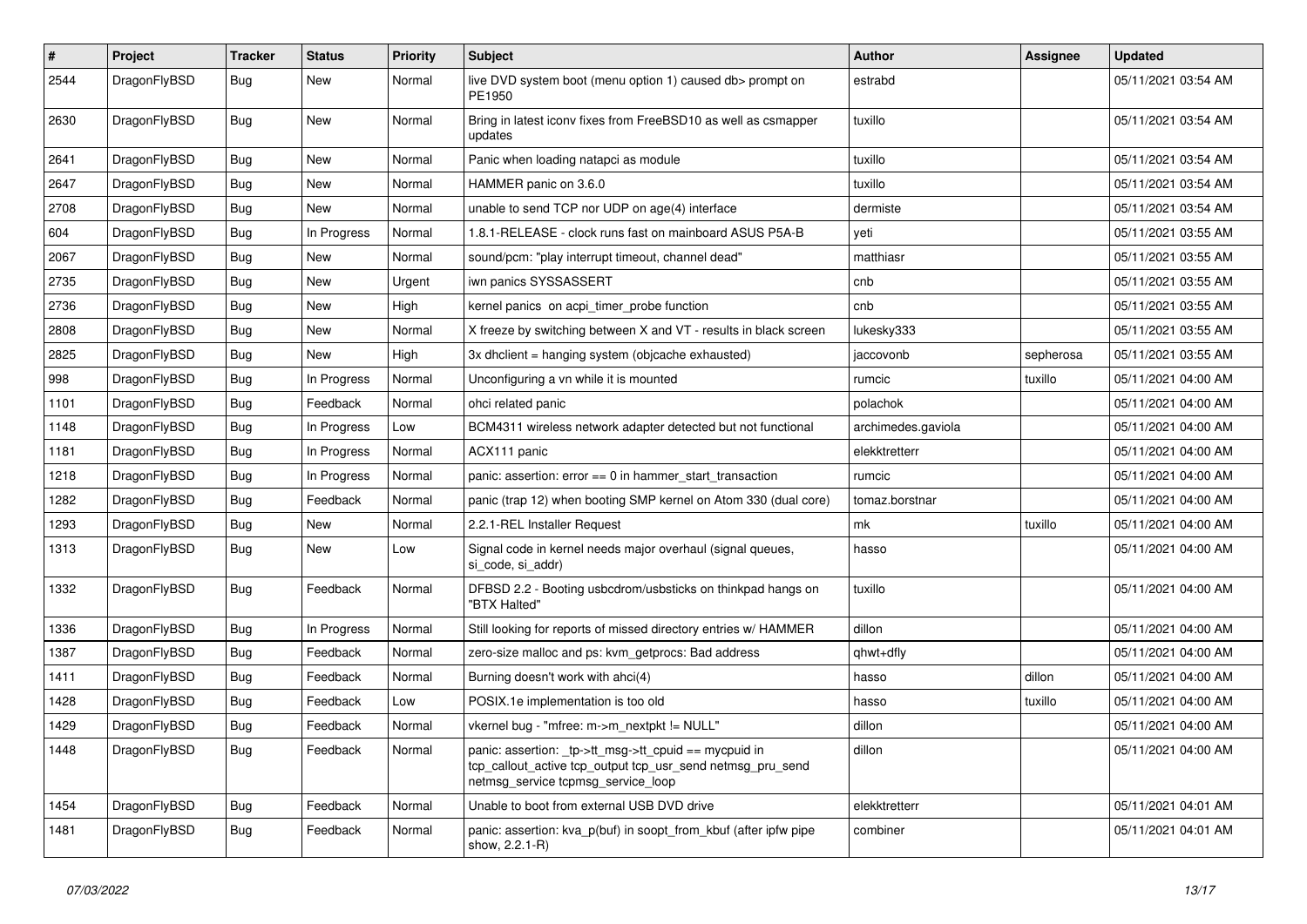| # | Project | Tracker | Status | Priority | Subject | Author | Assignee | Updated |
|---|---|---|---|---|---|---|---|---|
| 2544 | DragonFlyBSD | Bug | New | Normal | live DVD system boot (menu option 1) caused db> prompt on PE1950 | estrabd | | 05/11/2021 03:54 AM |
| 2630 | DragonFlyBSD | Bug | New | Normal | Bring in latest iconv fixes from FreeBSD10 as well as csmapper updates | tuxillo | | 05/11/2021 03:54 AM |
| 2641 | DragonFlyBSD | Bug | New | Normal | Panic when loading natapci as module | tuxillo | | 05/11/2021 03:54 AM |
| 2647 | DragonFlyBSD | Bug | New | Normal | HAMMER panic on 3.6.0 | tuxillo | | 05/11/2021 03:54 AM |
| 2708 | DragonFlyBSD | Bug | New | Normal | unable to send TCP nor UDP on age(4) interface | dermiste | | 05/11/2021 03:54 AM |
| 604 | DragonFlyBSD | Bug | In Progress | Normal | 1.8.1-RELEASE - clock runs fast on mainboard ASUS P5A-B | yeti | | 05/11/2021 03:55 AM |
| 2067 | DragonFlyBSD | Bug | New | Normal | sound/pcm: "play interrupt timeout, channel dead" | matthiasr | | 05/11/2021 03:55 AM |
| 2735 | DragonFlyBSD | Bug | New | Urgent | iwn panics SYSSASSERT | cnb | | 05/11/2021 03:55 AM |
| 2736 | DragonFlyBSD | Bug | New | High | kernel panics on acpi_timer_probe function | cnb | | 05/11/2021 03:55 AM |
| 2808 | DragonFlyBSD | Bug | New | Normal | X freeze by switching between X and VT - results in black screen | lukesky333 | | 05/11/2021 03:55 AM |
| 2825 | DragonFlyBSD | Bug | New | High | 3x dhclient = hanging system (objcache exhausted) | jaccovonb | sepherosa | 05/11/2021 03:55 AM |
| 998 | DragonFlyBSD | Bug | In Progress | Normal | Unconfiguring a vn while it is mounted | rumcic | tuxillo | 05/11/2021 04:00 AM |
| 1101 | DragonFlyBSD | Bug | Feedback | Normal | ohci related panic | polachok | | 05/11/2021 04:00 AM |
| 1148 | DragonFlyBSD | Bug | In Progress | Low | BCM4311 wireless network adapter detected but not functional | archimedes.gaviola | | 05/11/2021 04:00 AM |
| 1181 | DragonFlyBSD | Bug | In Progress | Normal | ACX111 panic | elekktretterr | | 05/11/2021 04:00 AM |
| 1218 | DragonFlyBSD | Bug | In Progress | Normal | panic: assertion: error == 0 in hammer_start_transaction | rumcic | | 05/11/2021 04:00 AM |
| 1282 | DragonFlyBSD | Bug | Feedback | Normal | panic (trap 12) when booting SMP kernel on Atom 330 (dual core) | tomaz.borstnar | | 05/11/2021 04:00 AM |
| 1293 | DragonFlyBSD | Bug | New | Normal | 2.2.1-REL Installer Request | mk | tuxillo | 05/11/2021 04:00 AM |
| 1313 | DragonFlyBSD | Bug | New | Low | Signal code in kernel needs major overhaul (signal queues, si_code, si_addr) | hasso | | 05/11/2021 04:00 AM |
| 1332 | DragonFlyBSD | Bug | Feedback | Normal | DFBSD 2.2 - Booting usbcdrom/usbsticks on thinkpad hangs on "BTX Halted" | tuxillo | | 05/11/2021 04:00 AM |
| 1336 | DragonFlyBSD | Bug | In Progress | Normal | Still looking for reports of missed directory entries w/ HAMMER | dillon | | 05/11/2021 04:00 AM |
| 1387 | DragonFlyBSD | Bug | Feedback | Normal | zero-size malloc and ps: kvm_getprocs: Bad address | qhwt+dfly | | 05/11/2021 04:00 AM |
| 1411 | DragonFlyBSD | Bug | Feedback | Normal | Burning doesn't work with ahci(4) | hasso | dillon | 05/11/2021 04:00 AM |
| 1428 | DragonFlyBSD | Bug | Feedback | Low | POSIX.1e implementation is too old | hasso | tuxillo | 05/11/2021 04:00 AM |
| 1429 | DragonFlyBSD | Bug | Feedback | Normal | vkernel bug - "mfree: m->m_nextpkt != NULL" | dillon | | 05/11/2021 04:00 AM |
| 1448 | DragonFlyBSD | Bug | Feedback | Normal | panic: assertion: _tp->tt_msg->tt_cpuid == mycpuid in tcp_callout_active tcp_output tcp_usr_send netmsg_pru_send netmsg_service tcpmsg_service_loop | dillon | | 05/11/2021 04:00 AM |
| 1454 | DragonFlyBSD | Bug | Feedback | Normal | Unable to boot from external USB DVD drive | elekktretterr | | 05/11/2021 04:01 AM |
| 1481 | DragonFlyBSD | Bug | Feedback | Normal | panic: assertion: kva_p(buf) in soopt_from_kbuf (after ipfw pipe show, 2.2.1-R) | combiner | | 05/11/2021 04:01 AM |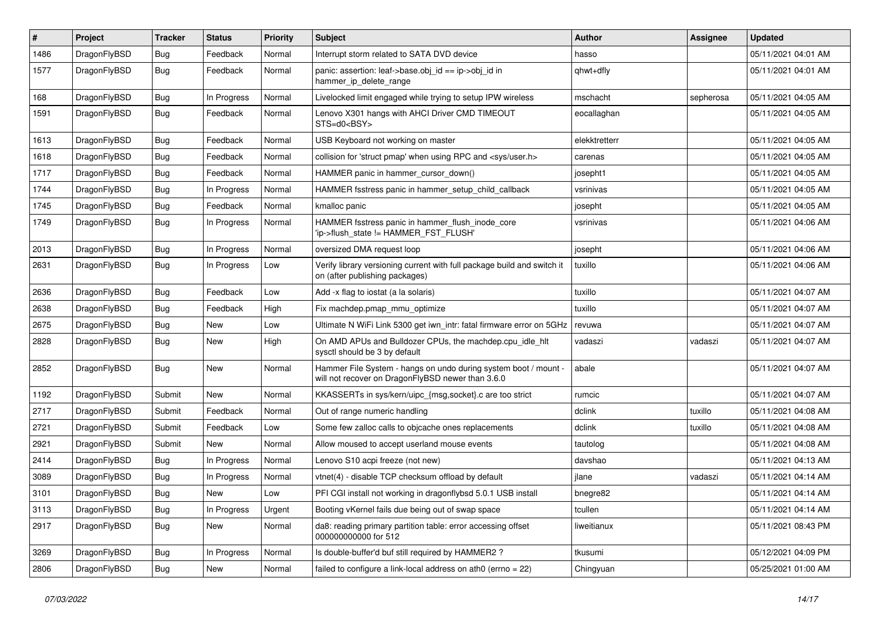| # | Project | Tracker | Status | Priority | Subject | Author | Assignee | Updated |
| --- | --- | --- | --- | --- | --- | --- | --- | --- |
| 1486 | DragonFlyBSD | Bug | Feedback | Normal | Interrupt storm related to SATA DVD device | hasso | | 05/11/2021 04:01 AM |
| 1577 | DragonFlyBSD | Bug | Feedback | Normal | panic: assertion: leaf->base.obj_id == ip->obj_id in hammer_ip_delete_range | qhwt+dfly | | 05/11/2021 04:01 AM |
| 168 | DragonFlyBSD | Bug | In Progress | Normal | Livelocked limit engaged while trying to setup IPW wireless | mschacht | sepherosa | 05/11/2021 04:05 AM |
| 1591 | DragonFlyBSD | Bug | Feedback | Normal | Lenovo X301 hangs with AHCI Driver CMD TIMEOUT STS=d0<BSY> | eocallaghan | | 05/11/2021 04:05 AM |
| 1613 | DragonFlyBSD | Bug | Feedback | Normal | USB Keyboard not working on master | elekktretterr | | 05/11/2021 04:05 AM |
| 1618 | DragonFlyBSD | Bug | Feedback | Normal | collision for 'struct pmap' when using RPC and <sys/user.h> | carenas | | 05/11/2021 04:05 AM |
| 1717 | DragonFlyBSD | Bug | Feedback | Normal | HAMMER panic in hammer_cursor_down() | josepht1 | | 05/11/2021 04:05 AM |
| 1744 | DragonFlyBSD | Bug | In Progress | Normal | HAMMER fsstress panic in hammer_setup_child_callback | vsrinivas | | 05/11/2021 04:05 AM |
| 1745 | DragonFlyBSD | Bug | Feedback | Normal | kmalloc panic | josepht | | 05/11/2021 04:05 AM |
| 1749 | DragonFlyBSD | Bug | In Progress | Normal | HAMMER fsstress panic in hammer_flush_inode_core 'ip->flush_state != HAMMER_FST_FLUSH' | vsrinivas | | 05/11/2021 04:06 AM |
| 2013 | DragonFlyBSD | Bug | In Progress | Normal | oversized DMA request loop | josepht | | 05/11/2021 04:06 AM |
| 2631 | DragonFlyBSD | Bug | In Progress | Low | Verify library versioning current with full package build and switch it on (after publishing packages) | tuxillo | | 05/11/2021 04:06 AM |
| 2636 | DragonFlyBSD | Bug | Feedback | Low | Add -x flag to iostat (a la solaris) | tuxillo | | 05/11/2021 04:07 AM |
| 2638 | DragonFlyBSD | Bug | Feedback | High | Fix machdep.pmap_mmu_optimize | tuxillo | | 05/11/2021 04:07 AM |
| 2675 | DragonFlyBSD | Bug | New | Low | Ultimate N WiFi Link 5300 get iwn_intr: fatal firmware error on 5GHz | revuwa | | 05/11/2021 04:07 AM |
| 2828 | DragonFlyBSD | Bug | New | High | On AMD APUs and Bulldozer CPUs, the machdep.cpu_idle_hlt sysctl should be 3 by default | vadaszi | vadaszi | 05/11/2021 04:07 AM |
| 2852 | DragonFlyBSD | Bug | New | Normal | Hammer File System - hangs on undo during system boot / mount - will not recover on DragonFlyBSD newer than 3.6.0 | abale | | 05/11/2021 04:07 AM |
| 1192 | DragonFlyBSD | Submit | New | Normal | KKASSERTs in sys/kern/uipc_{msg,socket}.c are too strict | rumcic | | 05/11/2021 04:07 AM |
| 2717 | DragonFlyBSD | Submit | Feedback | Normal | Out of range numeric handling | dclink | tuxillo | 05/11/2021 04:08 AM |
| 2721 | DragonFlyBSD | Submit | Feedback | Low | Some few zalloc calls to objcache ones replacements | dclink | tuxillo | 05/11/2021 04:08 AM |
| 2921 | DragonFlyBSD | Submit | New | Normal | Allow moused to accept userland mouse events | tautolog | | 05/11/2021 04:08 AM |
| 2414 | DragonFlyBSD | Bug | In Progress | Normal | Lenovo S10 acpi freeze (not new) | davshao | | 05/11/2021 04:13 AM |
| 3089 | DragonFlyBSD | Bug | In Progress | Normal | vtnet(4) - disable TCP checksum offload by default | jlane | vadaszi | 05/11/2021 04:14 AM |
| 3101 | DragonFlyBSD | Bug | New | Low | PFI CGI install not working in dragonflybsd 5.0.1 USB install | bnegre82 | | 05/11/2021 04:14 AM |
| 3113 | DragonFlyBSD | Bug | In Progress | Urgent | Booting vKernel fails due being out of swap space | tcullen | | 05/11/2021 04:14 AM |
| 2917 | DragonFlyBSD | Bug | New | Normal | da8: reading primary partition table: error accessing offset 000000000000 for 512 | liweitianux | | 05/11/2021 08:43 PM |
| 3269 | DragonFlyBSD | Bug | In Progress | Normal | Is double-buffer'd buf still required by HAMMER2 ? | tkusumi | | 05/12/2021 04:09 PM |
| 2806 | DragonFlyBSD | Bug | New | Normal | failed to configure a link-local address on ath0 (errno = 22) | Chingyuan | | 05/25/2021 01:00 AM |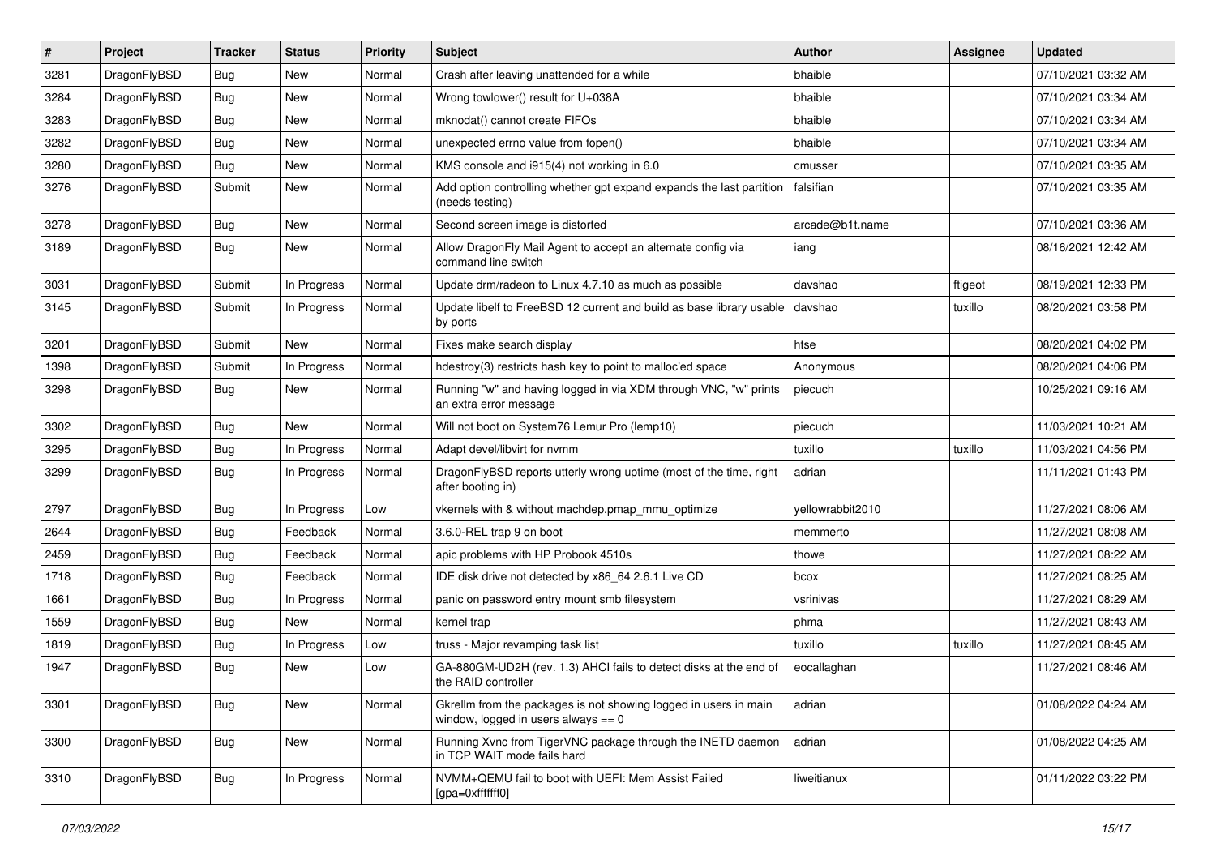| # | Project | Tracker | Status | Priority | Subject | Author | Assignee | Updated |
|---|---|---|---|---|---|---|---|---|
| 3281 | DragonFlyBSD | Bug | New | Normal | Crash after leaving unattended for a while | bhaible | | 07/10/2021 03:32 AM |
| 3284 | DragonFlyBSD | Bug | New | Normal | Wrong towlower() result for U+038A | bhaible | | 07/10/2021 03:34 AM |
| 3283 | DragonFlyBSD | Bug | New | Normal | mknodat() cannot create FIFOs | bhaible | | 07/10/2021 03:34 AM |
| 3282 | DragonFlyBSD | Bug | New | Normal | unexpected errno value from fopen() | bhaible | | 07/10/2021 03:34 AM |
| 3280 | DragonFlyBSD | Bug | New | Normal | KMS console and i915(4) not working in 6.0 | cmusser | | 07/10/2021 03:35 AM |
| 3276 | DragonFlyBSD | Submit | New | Normal | Add option controlling whether gpt expand expands the last partition (needs testing) | falsifian | | 07/10/2021 03:35 AM |
| 3278 | DragonFlyBSD | Bug | New | Normal | Second screen image is distorted | arcade@b1t.name | | 07/10/2021 03:36 AM |
| 3189 | DragonFlyBSD | Bug | New | Normal | Allow DragonFly Mail Agent to accept an alternate config via command line switch | iang | | 08/16/2021 12:42 AM |
| 3031 | DragonFlyBSD | Submit | In Progress | Normal | Update drm/radeon to Linux 4.7.10 as much as possible | davshao | ftigeot | 08/19/2021 12:33 PM |
| 3145 | DragonFlyBSD | Submit | In Progress | Normal | Update libelf to FreeBSD 12 current and build as base library usable by ports | davshao | tuxillo | 08/20/2021 03:58 PM |
| 3201 | DragonFlyBSD | Submit | New | Normal | Fixes make search display | htse | | 08/20/2021 04:02 PM |
| 1398 | DragonFlyBSD | Submit | In Progress | Normal | hdestroy(3) restricts hash key to point to malloc'ed space | Anonymous | | 08/20/2021 04:06 PM |
| 3298 | DragonFlyBSD | Bug | New | Normal | Running "w" and having logged in via XDM through VNC, "w" prints an extra error message | piecuch | | 10/25/2021 09:16 AM |
| 3302 | DragonFlyBSD | Bug | New | Normal | Will not boot on System76 Lemur Pro (lemp10) | piecuch | | 11/03/2021 10:21 AM |
| 3295 | DragonFlyBSD | Bug | In Progress | Normal | Adapt devel/libvirt for nvmm | tuxillo | tuxillo | 11/03/2021 04:56 PM |
| 3299 | DragonFlyBSD | Bug | In Progress | Normal | DragonFlyBSD reports utterly wrong uptime (most of the time, right after booting in) | adrian | | 11/11/2021 01:43 PM |
| 2797 | DragonFlyBSD | Bug | In Progress | Low | vkernels with & without machdep.pmap_mmu_optimize | yellowrabbit2010 | | 11/27/2021 08:06 AM |
| 2644 | DragonFlyBSD | Bug | Feedback | Normal | 3.6.0-REL trap 9 on boot | memmerto | | 11/27/2021 08:08 AM |
| 2459 | DragonFlyBSD | Bug | Feedback | Normal | apic problems with HP Probook 4510s | thowe | | 11/27/2021 08:22 AM |
| 1718 | DragonFlyBSD | Bug | Feedback | Normal | IDE disk drive not detected by x86_64 2.6.1 Live CD | bcox | | 11/27/2021 08:25 AM |
| 1661 | DragonFlyBSD | Bug | In Progress | Normal | panic on password entry mount smb filesystem | vsrinivas | | 11/27/2021 08:29 AM |
| 1559 | DragonFlyBSD | Bug | New | Normal | kernel trap | phma | | 11/27/2021 08:43 AM |
| 1819 | DragonFlyBSD | Bug | In Progress | Low | truss - Major revamping task list | tuxillo | tuxillo | 11/27/2021 08:45 AM |
| 1947 | DragonFlyBSD | Bug | New | Low | GA-880GM-UD2H (rev. 1.3) AHCI fails to detect disks at the end of the RAID controller | eocallaghan | | 11/27/2021 08:46 AM |
| 3301 | DragonFlyBSD | Bug | New | Normal | Gkrellm from the packages is not showing logged in users in main window, logged in users always == 0 | adrian | | 01/08/2022 04:24 AM |
| 3300 | DragonFlyBSD | Bug | New | Normal | Running Xvnc from TigerVNC package through the INETD daemon in TCP WAIT mode fails hard | adrian | | 01/08/2022 04:25 AM |
| 3310 | DragonFlyBSD | Bug | In Progress | Normal | NVMM+QEMU fail to boot with UEFI: Mem Assist Failed [gpa=0xfffffff0] | liweitianux | | 01/11/2022 03:22 PM |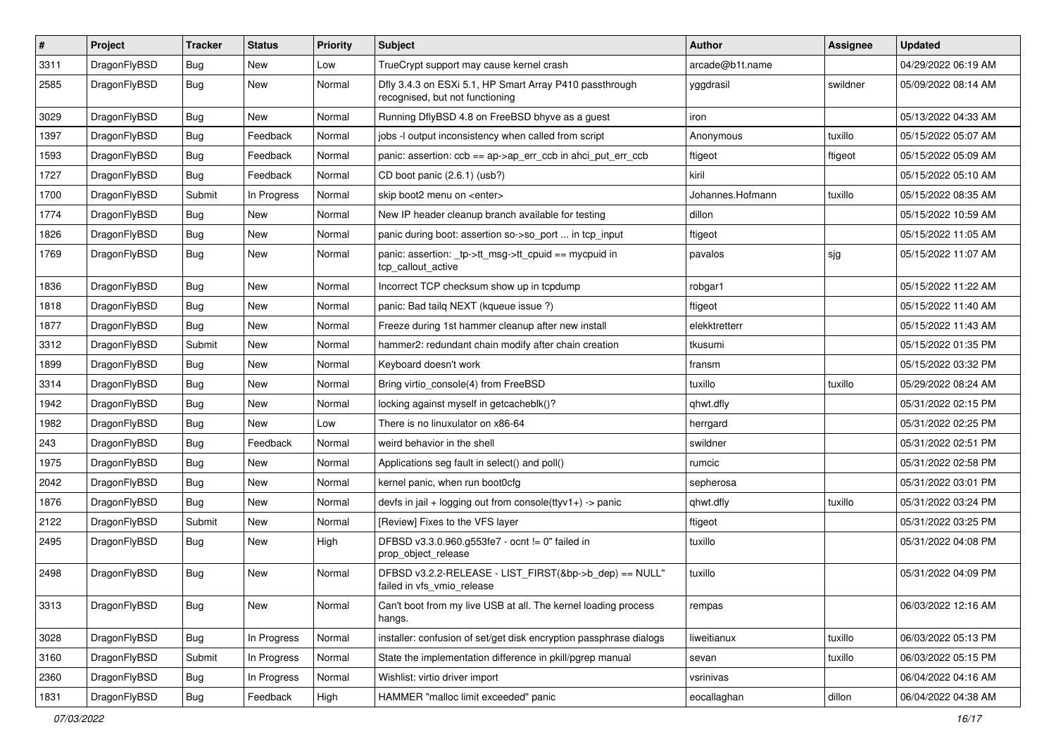| # | Project | Tracker | Status | Priority | Subject | Author | Assignee | Updated |
|---|---|---|---|---|---|---|---|---|
| 3311 | DragonFlyBSD | Bug | New | Low | TrueCrypt support may cause kernel crash | arcade@b1t.name | | 04/29/2022 06:19 AM |
| 2585 | DragonFlyBSD | Bug | New | Normal | Dfly 3.4.3 on ESXi 5.1, HP Smart Array P410 passthrough recognised, but not functioning | yggdrasil | swildner | 05/09/2022 08:14 AM |
| 3029 | DragonFlyBSD | Bug | New | Normal | Running DflyBSD 4.8 on FreeBSD bhyve as a guest | iron | | 05/13/2022 04:33 AM |
| 1397 | DragonFlyBSD | Bug | Feedback | Normal | jobs -l output inconsistency when called from script | Anonymous | tuxillo | 05/15/2022 05:07 AM |
| 1593 | DragonFlyBSD | Bug | Feedback | Normal | panic: assertion: ccb == ap->ap_err_ccb in ahci_put_err_ccb | ftigeot | ftigeot | 05/15/2022 05:09 AM |
| 1727 | DragonFlyBSD | Bug | Feedback | Normal | CD boot panic (2.6.1) (usb?) | kiril | | 05/15/2022 05:10 AM |
| 1700 | DragonFlyBSD | Submit | In Progress | Normal | skip boot2 menu on <enter> | Johannes.Hofmann | tuxillo | 05/15/2022 08:35 AM |
| 1774 | DragonFlyBSD | Bug | New | Normal | New IP header cleanup branch available for testing | dillon | | 05/15/2022 10:59 AM |
| 1826 | DragonFlyBSD | Bug | New | Normal | panic during boot: assertion so->so_port ... in tcp_input | ftigeot | | 05/15/2022 11:05 AM |
| 1769 | DragonFlyBSD | Bug | New | Normal | panic: assertion: _tp->tt_msg->tt_cpuid == mycpuid in tcp_callout_active | pavalos | sjg | 05/15/2022 11:07 AM |
| 1836 | DragonFlyBSD | Bug | New | Normal | Incorrect TCP checksum show up in tcpdump | robgar1 | | 05/15/2022 11:22 AM |
| 1818 | DragonFlyBSD | Bug | New | Normal | panic: Bad tailq NEXT (kqueue issue ?) | ftigeot | | 05/15/2022 11:40 AM |
| 1877 | DragonFlyBSD | Bug | New | Normal | Freeze during 1st hammer cleanup after new install | elekktretterr | | 05/15/2022 11:43 AM |
| 3312 | DragonFlyBSD | Submit | New | Normal | hammer2: redundant chain modify after chain creation | tkusumi | | 05/15/2022 01:35 PM |
| 1899 | DragonFlyBSD | Bug | New | Normal | Keyboard doesn't work | fransm | | 05/15/2022 03:32 PM |
| 3314 | DragonFlyBSD | Bug | New | Normal | Bring virtio_console(4) from FreeBSD | tuxillo | tuxillo | 05/29/2022 08:24 AM |
| 1942 | DragonFlyBSD | Bug | New | Normal | locking against myself in getcacheblk()? | qhwt.dfly | | 05/31/2022 02:15 PM |
| 1982 | DragonFlyBSD | Bug | New | Low | There is no linuxulator on x86-64 | herrgard | | 05/31/2022 02:25 PM |
| 243 | DragonFlyBSD | Bug | Feedback | Normal | weird behavior in the shell | swildner | | 05/31/2022 02:51 PM |
| 1975 | DragonFlyBSD | Bug | New | Normal | Applications seg fault in select() and poll() | rumcic | | 05/31/2022 02:58 PM |
| 2042 | DragonFlyBSD | Bug | New | Normal | kernel panic, when run boot0cfg | sepherosa | | 05/31/2022 03:01 PM |
| 1876 | DragonFlyBSD | Bug | New | Normal | devfs in jail + logging out from console(ttyv1+) -> panic | qhwt.dfly | tuxillo | 05/31/2022 03:24 PM |
| 2122 | DragonFlyBSD | Submit | New | Normal | [Review] Fixes to the VFS layer | ftigeot | | 05/31/2022 03:25 PM |
| 2495 | DragonFlyBSD | Bug | New | High | DFBSD v3.3.0.960.g553fe7 - ocnt != 0" failed in prop_object_release | tuxillo | | 05/31/2022 04:08 PM |
| 2498 | DragonFlyBSD | Bug | New | Normal | DFBSD v3.2.2-RELEASE - LIST_FIRST(&bp->b_dep) == NULL" failed in vfs_vmio_release | tuxillo | | 05/31/2022 04:09 PM |
| 3313 | DragonFlyBSD | Bug | New | Normal | Can't boot from my live USB at all. The kernel loading process hangs. | rempas | | 06/03/2022 12:16 AM |
| 3028 | DragonFlyBSD | Bug | In Progress | Normal | installer: confusion of set/get disk encryption passphrase dialogs | liweitianux | tuxillo | 06/03/2022 05:13 PM |
| 3160 | DragonFlyBSD | Submit | In Progress | Normal | State the implementation difference in pkill/pgrep manual | sevan | tuxillo | 06/03/2022 05:15 PM |
| 2360 | DragonFlyBSD | Bug | In Progress | Normal | Wishlist: virtio driver import | vsrinivas | | 06/04/2022 04:16 AM |
| 1831 | DragonFlyBSD | Bug | Feedback | High | HAMMER "malloc limit exceeded" panic | eocallaghan | dillon | 06/04/2022 04:38 AM |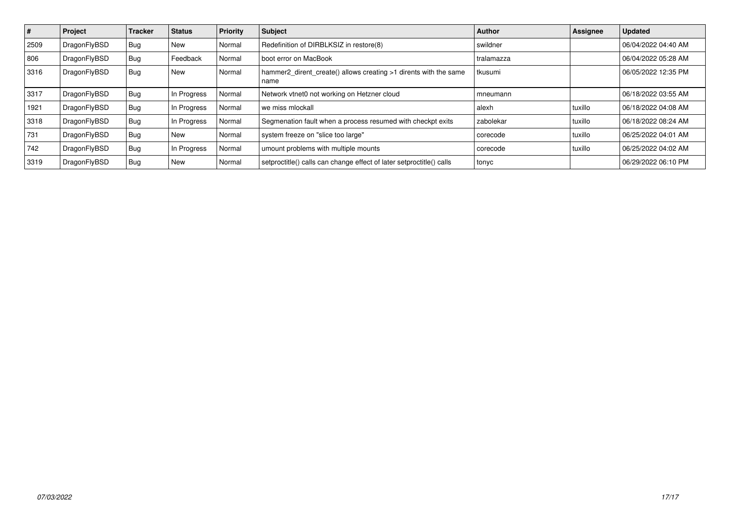| # | Project | Tracker | Status | Priority | Subject | Author | Assignee | Updated |
|---|---|---|---|---|---|---|---|---|
| 2509 | DragonFlyBSD | Bug | New | Normal | Redefinition of DIRBLKSIZ in restore(8) | swildner | | 06/04/2022 04:40 AM |
| 806 | DragonFlyBSD | Bug | Feedback | Normal | boot error on MacBook | tralamazza | | 06/04/2022 05:28 AM |
| 3316 | DragonFlyBSD | Bug | New | Normal | hammer2_dirent_create() allows creating >1 dirents with the same name | tkusumi | | 06/05/2022 12:35 PM |
| 3317 | DragonFlyBSD | Bug | In Progress | Normal | Network vtnet0 not working on Hetzner cloud | mneumann | | 06/18/2022 03:55 AM |
| 1921 | DragonFlyBSD | Bug | In Progress | Normal | we miss mlockall | alexh | tuxillo | 06/18/2022 04:08 AM |
| 3318 | DragonFlyBSD | Bug | In Progress | Normal | Segmenation fault when a process resumed with checkpt exits | zabolekar | tuxillo | 06/18/2022 08:24 AM |
| 731 | DragonFlyBSD | Bug | New | Normal | system freeze on "slice too large" | corecode | tuxillo | 06/25/2022 04:01 AM |
| 742 | DragonFlyBSD | Bug | In Progress | Normal | umount problems with multiple mounts | corecode | tuxillo | 06/25/2022 04:02 AM |
| 3319 | DragonFlyBSD | Bug | New | Normal | setproctitle() calls can change effect of later setproctitle() calls | tonyc | | 06/29/2022 06:10 PM |